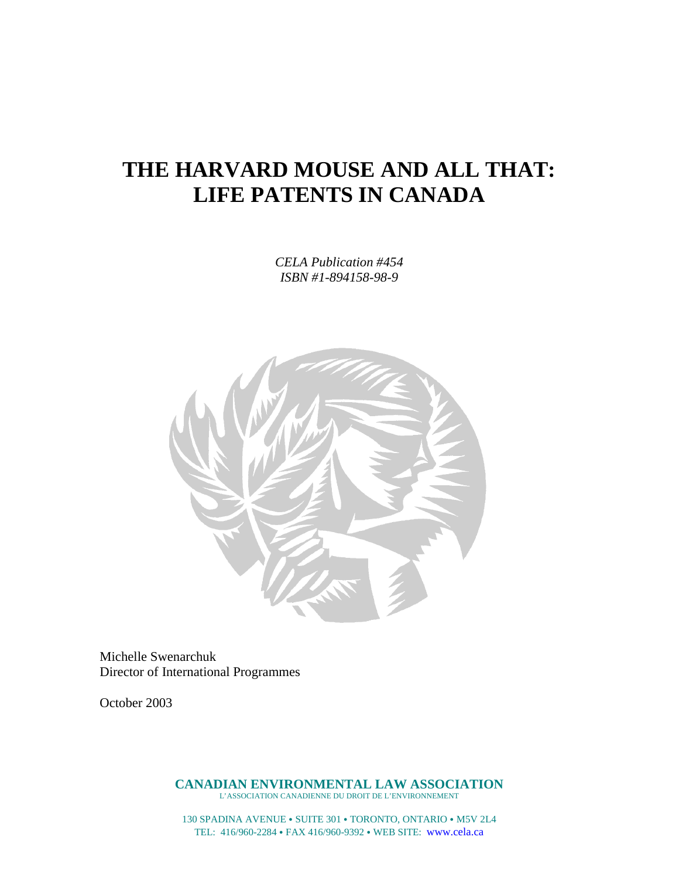# THE HARVARD MOUSE AND ALL THAT: LIFE PATENTS IN CANADA

*CELA Publication #454*
*ISBN #1-894158-98-9*

Michelle Swenarchuk
Director of International Programmes

October 2003

**CANADIAN ENVIRONMENTAL LAW ASSOCIATION**
L'ASSOCIATION CANADIENNE DU DROIT DE L'ENVIRONNEMENT

130 SPADINA AVENUE • SUITE 301 • TORONTO, ONTARIO • M5V 2L4
TEL: 416/960-2284 • FAX 416/960-9392 • WEB SITE: www.cela.ca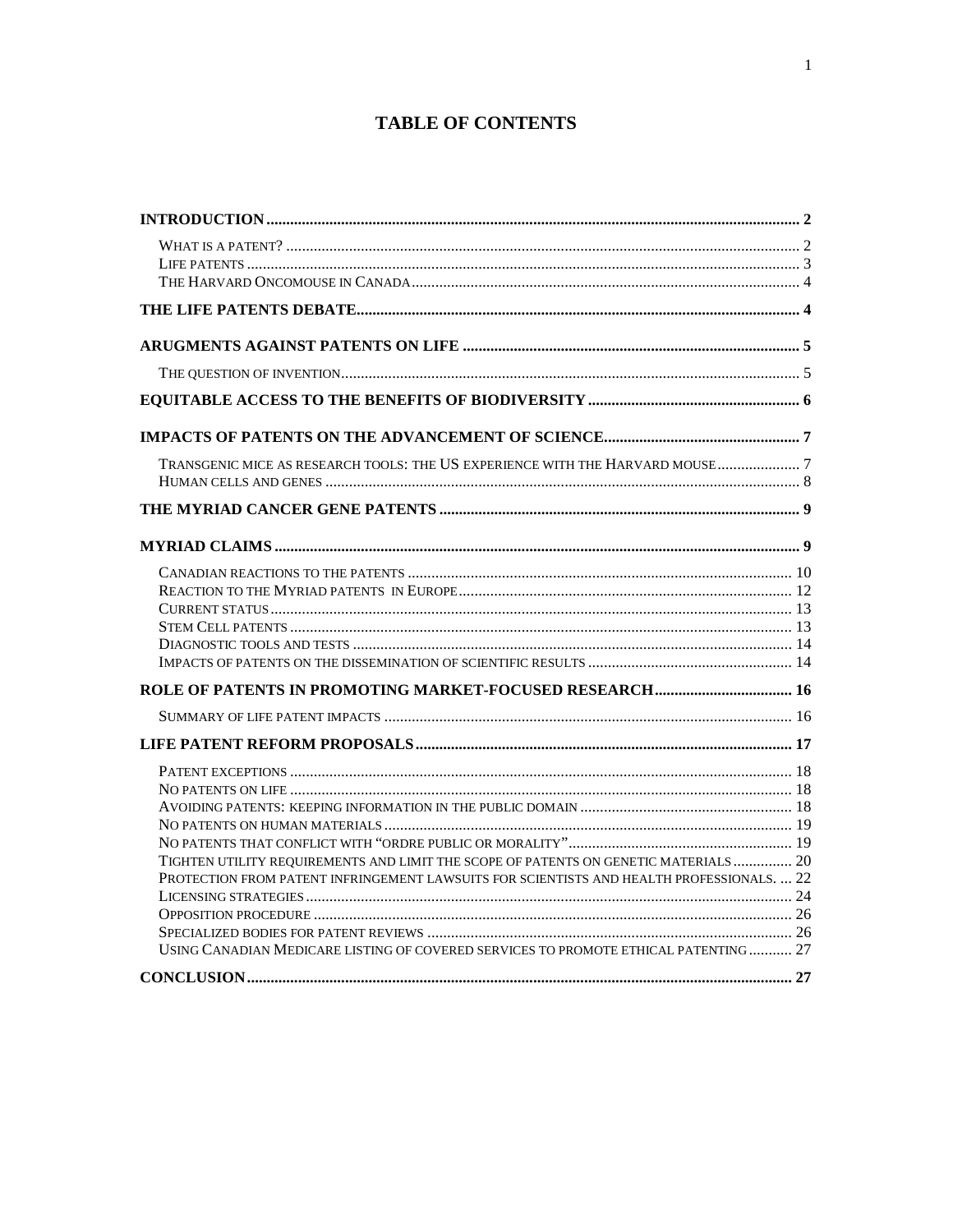# TABLE OF CONTENTS

**INTRODUCTION** ..... 2
- WHAT IS A PATENT? ..... 2
- LIFE PATENTS ..... 3
- THE HARVARD ONCOMOUSE IN CANADA ..... 4

**THE LIFE PATENTS DEBATE** ..... 4

**ARUGMENTS AGAINST PATENTS ON LIFE** ..... 5
- THE QUESTION OF INVENTION ..... 5

**EQUITABLE ACCESS TO THE BENEFITS OF BIODIVERSITY** ..... 6

**IMPACTS OF PATENTS ON THE ADVANCEMENT OF SCIENCE** ..... 7
- TRANSGENIC MICE AS RESEARCH TOOLS: THE US EXPERIENCE WITH THE HARVARD MOUSE ..... 7
- HUMAN CELLS AND GENES ..... 8

**THE MYRIAD CANCER GENE PATENTS** ..... 9

**MYRIAD CLAIMS** ..... 9
- CANADIAN REACTIONS TO THE PATENTS ..... 10
- REACTION TO THE MYRIAD PATENTS IN EUROPE ..... 12
- CURRENT STATUS ..... 13
- STEM CELL PATENTS ..... 13
- DIAGNOSTIC TOOLS AND TESTS ..... 14
- IMPACTS OF PATENTS ON THE DISSEMINATION OF SCIENTIFIC RESULTS ..... 14

**ROLE OF PATENTS IN PROMOTING MARKET-FOCUSED RESEARCH** ..... 16
- SUMMARY OF LIFE PATENT IMPACTS ..... 16

**LIFE PATENT REFORM PROPOSALS** ..... 17
- PATENT EXCEPTIONS ..... 18
- NO PATENTS ON LIFE ..... 18
- AVOIDING PATENTS: KEEPING INFORMATION IN THE PUBLIC DOMAIN ..... 18
- NO PATENTS ON HUMAN MATERIALS ..... 19
- NO PATENTS THAT CONFLICT WITH "ORDRE PUBLIC OR MORALITY" ..... 19
- TIGHTEN UTILITY REQUIREMENTS AND LIMIT THE SCOPE OF PATENTS ON GENETIC MATERIALS ..... 20
- PROTECTION FROM PATENT INFRINGEMENT LAWSUITS FOR SCIENTISTS AND HEALTH PROFESSIONALS. ..... 22
- LICENSING STRATEGIES ..... 24
- OPPOSITION PROCEDURE ..... 26
- SPECIALIZED BODIES FOR PATENT REVIEWS ..... 26
- USING CANADIAN MEDICARE LISTING OF COVERED SERVICES TO PROMOTE ETHICAL PATENTING ..... 27

**CONCLUSION** ..... 27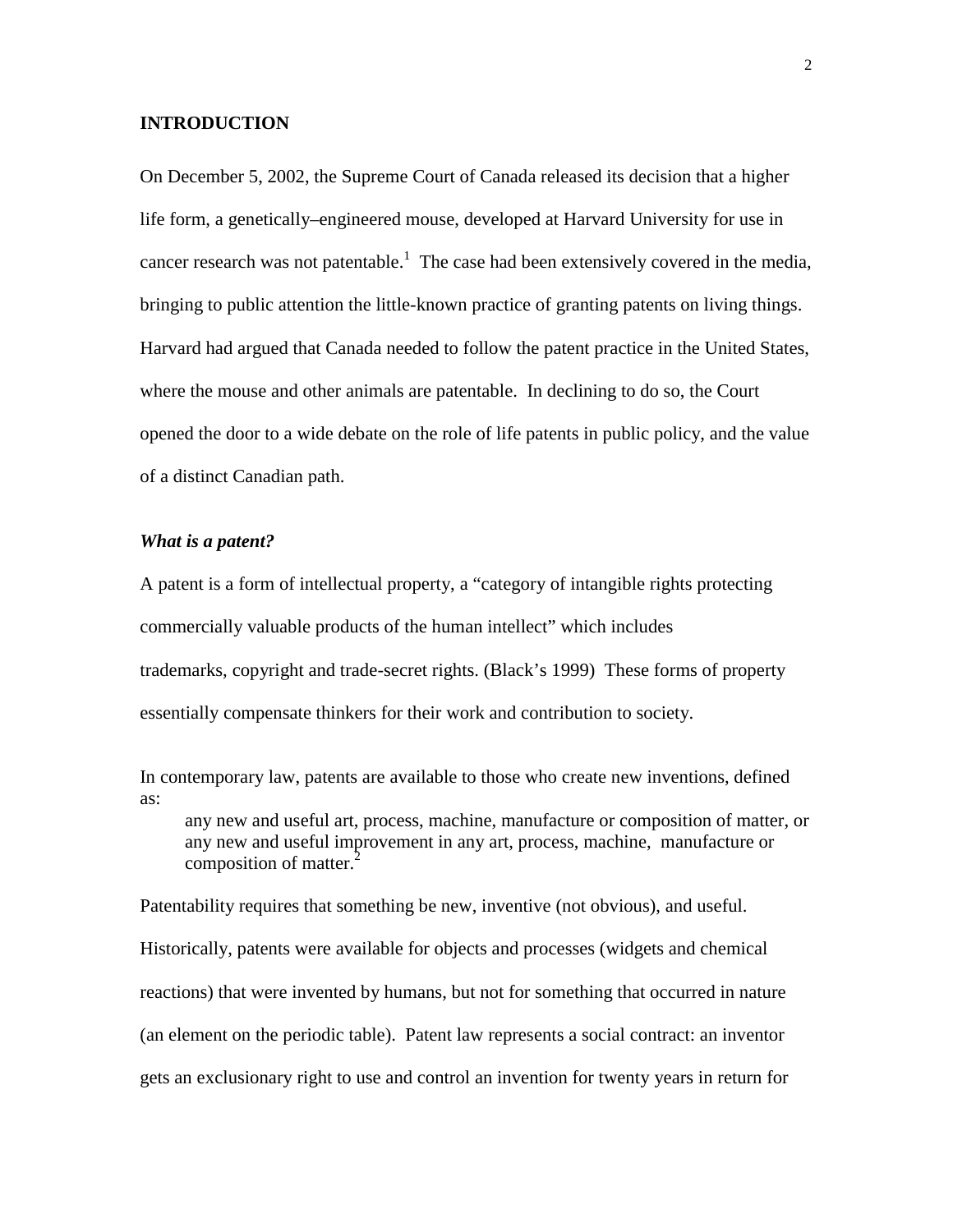## INTRODUCTION

On December 5, 2002, the Supreme Court of Canada released its decision that a higher life form, a genetically–engineered mouse, developed at Harvard University for use in cancer research was not patentable.[1] The case had been extensively covered in the media, bringing to public attention the little-known practice of granting patents on living things. Harvard had argued that Canada needed to follow the patent practice in the United States, where the mouse and other animals are patentable. In declining to do so, the Court opened the door to a wide debate on the role of life patents in public policy, and the value of a distinct Canadian path.

### *What is a patent?*

A patent is a form of intellectual property, a "category of intangible rights protecting commercially valuable products of the human intellect" which includes trademarks, copyright and trade-secret rights. (Black's 1999) These forms of property essentially compensate thinkers for their work and contribution to society.

In contemporary law, patents are available to those who create new inventions, defined as:

> any new and useful art, process, machine, manufacture or composition of matter, or any new and useful improvement in any art, process, machine, manufacture or composition of matter.[2]

Patentability requires that something be new, inventive (not obvious), and useful. Historically, patents were available for objects and processes (widgets and chemical reactions) that were invented by humans, but not for something that occurred in nature (an element on the periodic table). Patent law represents a social contract: an inventor gets an exclusionary right to use and control an invention for twenty years in return for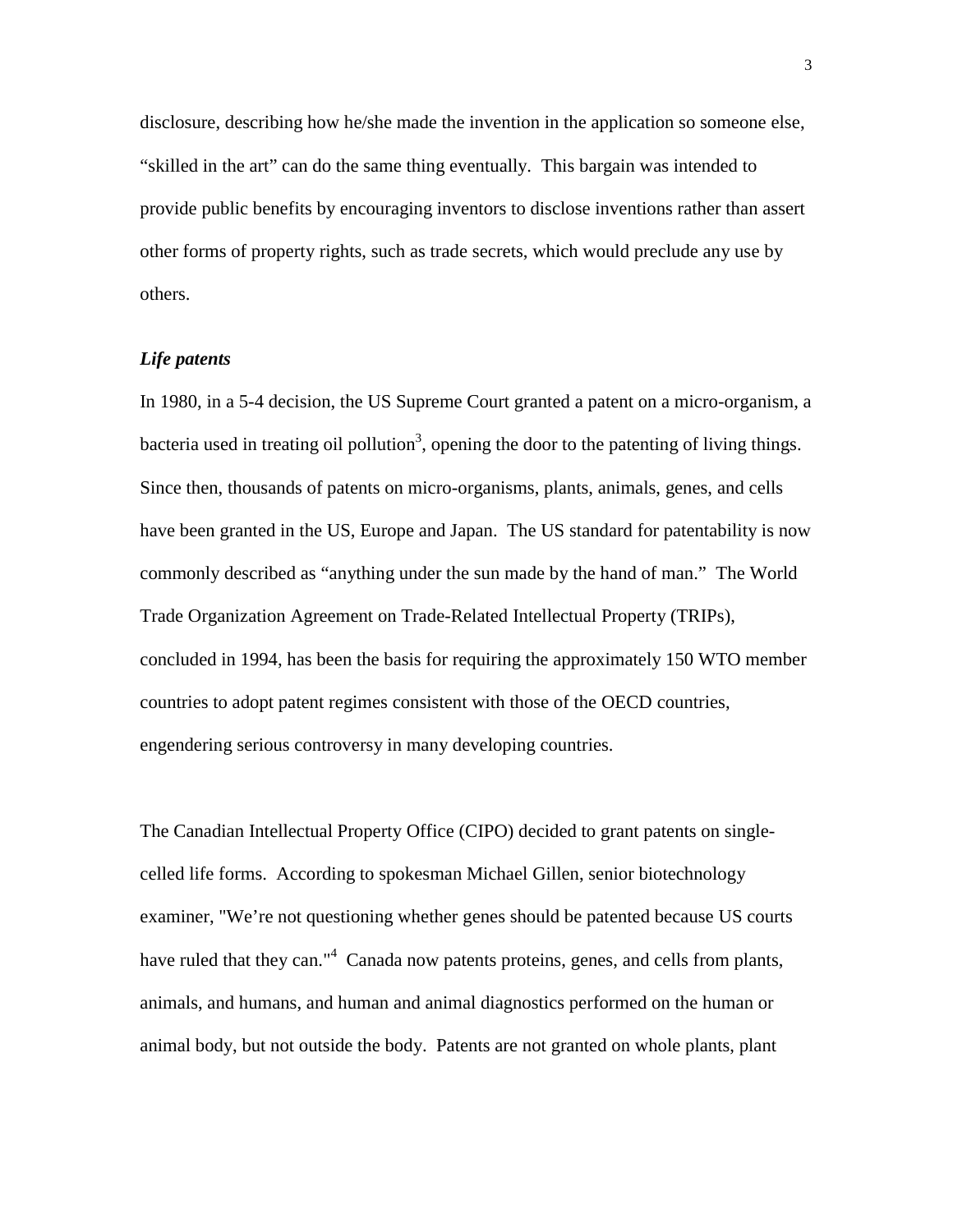disclosure, describing how he/she made the invention in the application so someone else, "skilled in the art" can do the same thing eventually. This bargain was intended to provide public benefits by encouraging inventors to disclose inventions rather than assert other forms of property rights, such as trade secrets, which would preclude any use by others.

### *Life patents*

In 1980, in a 5-4 decision, the US Supreme Court granted a patent on a micro-organism, a bacteria used in treating oil pollution[3], opening the door to the patenting of living things. Since then, thousands of patents on micro-organisms, plants, animals, genes, and cells have been granted in the US, Europe and Japan. The US standard for patentability is now commonly described as "anything under the sun made by the hand of man." The World Trade Organization Agreement on Trade-Related Intellectual Property (TRIPs), concluded in 1994, has been the basis for requiring the approximately 150 WTO member countries to adopt patent regimes consistent with those of the OECD countries, engendering serious controversy in many developing countries.

The Canadian Intellectual Property Office (CIPO) decided to grant patents on single-celled life forms. According to spokesman Michael Gillen, senior biotechnology examiner, "We're not questioning whether genes should be patented because US courts have ruled that they can."[4] Canada now patents proteins, genes, and cells from plants, animals, and humans, and human and animal diagnostics performed on the human or animal body, but not outside the body. Patents are not granted on whole plants, plant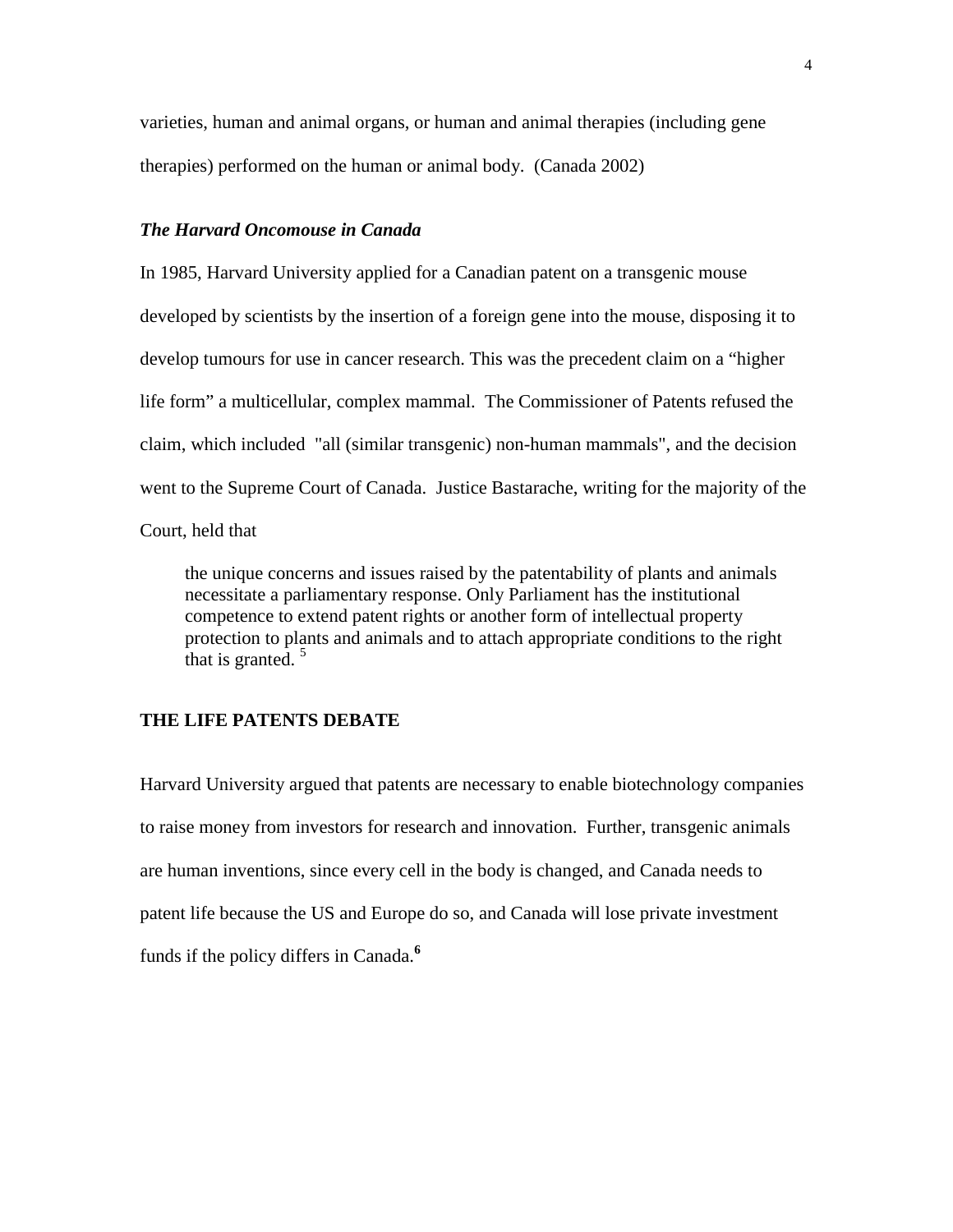varieties, human and animal organs, or human and animal therapies (including gene therapies) performed on the human or animal body. (Canada 2002)

### *The Harvard Oncomouse in Canada*

In 1985, Harvard University applied for a Canadian patent on a transgenic mouse developed by scientists by the insertion of a foreign gene into the mouse, disposing it to develop tumours for use in cancer research. This was the precedent claim on a "higher life form" a multicellular, complex mammal. The Commissioner of Patents refused the claim, which included "all (similar transgenic) non-human mammals", and the decision went to the Supreme Court of Canada. Justice Bastarache, writing for the majority of the Court, held that

> the unique concerns and issues raised by the patentability of plants and animals necessitate a parliamentary response. Only Parliament has the institutional competence to extend patent rights or another form of intellectual property protection to plants and animals and to attach appropriate conditions to the right that is granted. [5]

## THE LIFE PATENTS DEBATE

Harvard University argued that patents are necessary to enable biotechnology companies to raise money from investors for research and innovation. Further, transgenic animals are human inventions, since every cell in the body is changed, and Canada needs to patent life because the US and Europe do so, and Canada will lose private investment funds if the policy differs in Canada.[6]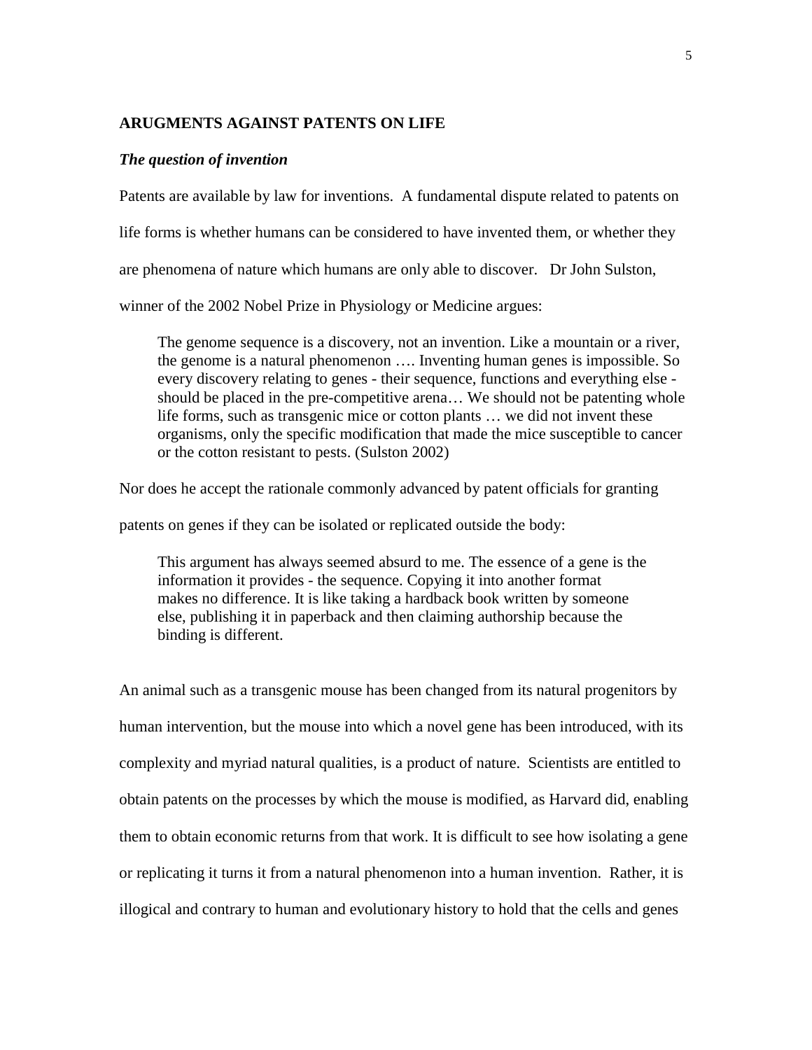## ARUGMENTS AGAINST PATENTS ON LIFE

### *The question of invention*

Patents are available by law for inventions. A fundamental dispute related to patents on life forms is whether humans can be considered to have invented them, or whether they are phenomena of nature which humans are only able to discover. Dr John Sulston, winner of the 2002 Nobel Prize in Physiology or Medicine argues:

> The genome sequence is a discovery, not an invention. Like a mountain or a river, the genome is a natural phenomenon …. Inventing human genes is impossible. So every discovery relating to genes - their sequence, functions and everything else - should be placed in the pre-competitive arena… We should not be patenting whole life forms, such as transgenic mice or cotton plants … we did not invent these organisms, only the specific modification that made the mice susceptible to cancer or the cotton resistant to pests. (Sulston 2002)

Nor does he accept the rationale commonly advanced by patent officials for granting patents on genes if they can be isolated or replicated outside the body:

> This argument has always seemed absurd to me. The essence of a gene is the information it provides - the sequence. Copying it into another format makes no difference. It is like taking a hardback book written by someone else, publishing it in paperback and then claiming authorship because the binding is different.

An animal such as a transgenic mouse has been changed from its natural progenitors by human intervention, but the mouse into which a novel gene has been introduced, with its complexity and myriad natural qualities, is a product of nature. Scientists are entitled to obtain patents on the processes by which the mouse is modified, as Harvard did, enabling them to obtain economic returns from that work. It is difficult to see how isolating a gene or replicating it turns it from a natural phenomenon into a human invention. Rather, it is illogical and contrary to human and evolutionary history to hold that the cells and genes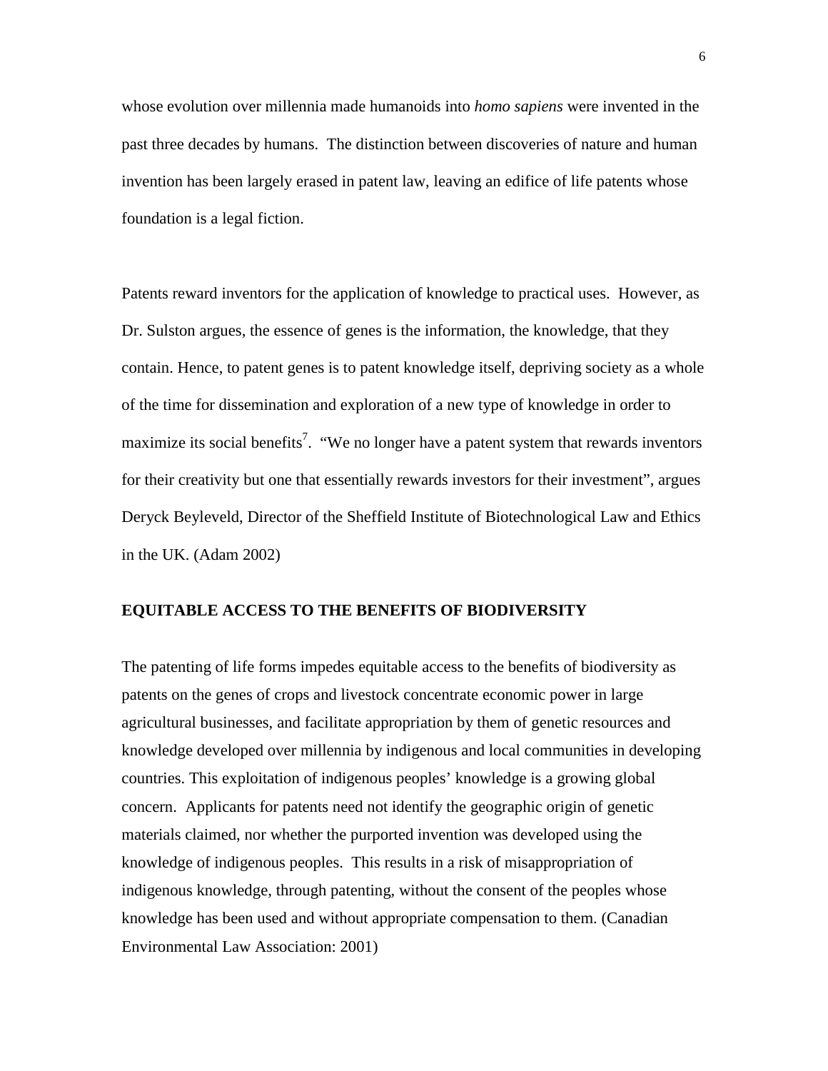whose evolution over millennia made humanoids into *homo sapiens* were invented in the past three decades by humans. The distinction between discoveries of nature and human invention has been largely erased in patent law, leaving an edifice of life patents whose foundation is a legal fiction.

Patents reward inventors for the application of knowledge to practical uses. However, as Dr. Sulston argues, the essence of genes is the information, the knowledge, that they contain. Hence, to patent genes is to patent knowledge itself, depriving society as a whole of the time for dissemination and exploration of a new type of knowledge in order to maximize its social benefits[7]. "We no longer have a patent system that rewards inventors for their creativity but one that essentially rewards investors for their investment", argues Deryck Beyleveld, Director of the Sheffield Institute of Biotechnological Law and Ethics in the UK. (Adam 2002)

## EQUITABLE ACCESS TO THE BENEFITS OF BIODIVERSITY

The patenting of life forms impedes equitable access to the benefits of biodiversity as patents on the genes of crops and livestock concentrate economic power in large agricultural businesses, and facilitate appropriation by them of genetic resources and knowledge developed over millennia by indigenous and local communities in developing countries. This exploitation of indigenous peoples' knowledge is a growing global concern. Applicants for patents need not identify the geographic origin of genetic materials claimed, nor whether the purported invention was developed using the knowledge of indigenous peoples. This results in a risk of misappropriation of indigenous knowledge, through patenting, without the consent of the peoples whose knowledge has been used and without appropriate compensation to them. (Canadian Environmental Law Association: 2001)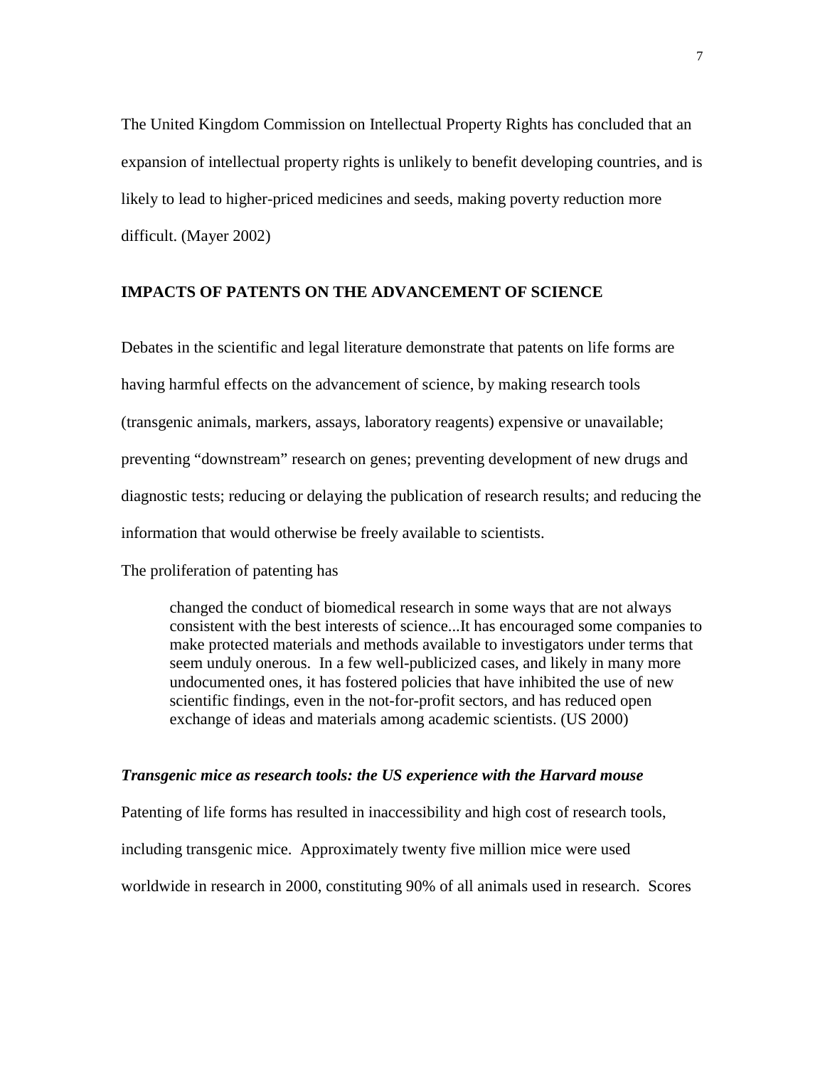The United Kingdom Commission on Intellectual Property Rights has concluded that an expansion of intellectual property rights is unlikely to benefit developing countries, and is likely to lead to higher-priced medicines and seeds, making poverty reduction more difficult. (Mayer 2002)

## IMPACTS OF PATENTS ON THE ADVANCEMENT OF SCIENCE

Debates in the scientific and legal literature demonstrate that patents on life forms are having harmful effects on the advancement of science, by making research tools (transgenic animals, markers, assays, laboratory reagents) expensive or unavailable; preventing "downstream" research on genes; preventing development of new drugs and diagnostic tests; reducing or delaying the publication of research results; and reducing the information that would otherwise be freely available to scientists.

The proliferation of patenting has

> changed the conduct of biomedical research in some ways that are not always consistent with the best interests of science...It has encouraged some companies to make protected materials and methods available to investigators under terms that seem unduly onerous. In a few well-publicized cases, and likely in many more undocumented ones, it has fostered policies that have inhibited the use of new scientific findings, even in the not-for-profit sectors, and has reduced open exchange of ideas and materials among academic scientists. (US 2000)

### *Transgenic mice as research tools: the US experience with the Harvard mouse*

Patenting of life forms has resulted in inaccessibility and high cost of research tools, including transgenic mice. Approximately twenty five million mice were used worldwide in research in 2000, constituting 90% of all animals used in research. Scores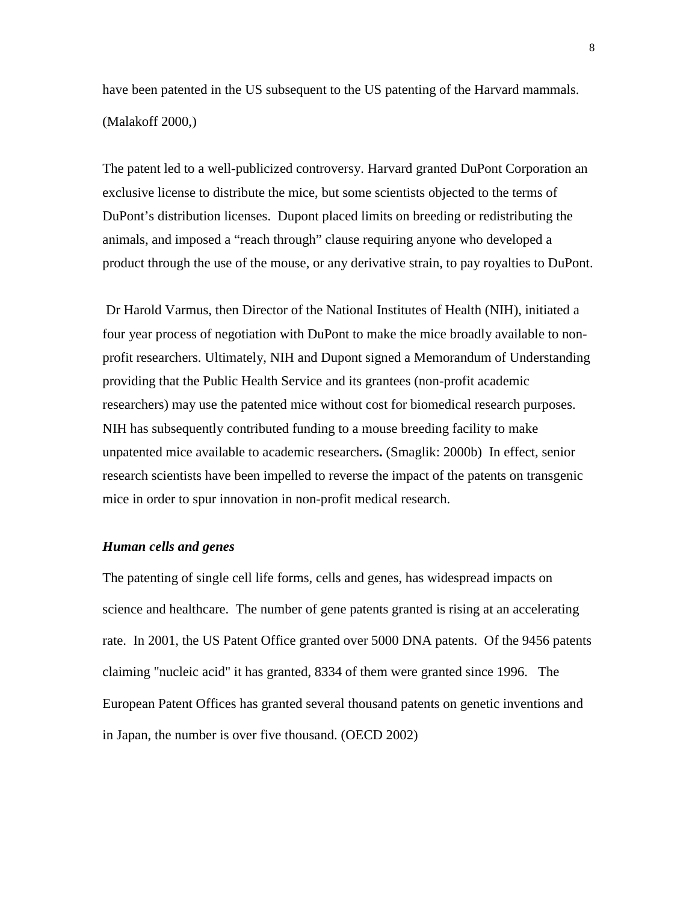have been patented in the US subsequent to the US patenting of the Harvard mammals. (Malakoff 2000,)

The patent led to a well-publicized controversy. Harvard granted DuPont Corporation an exclusive license to distribute the mice, but some scientists objected to the terms of DuPont's distribution licenses. Dupont placed limits on breeding or redistributing the animals, and imposed a "reach through" clause requiring anyone who developed a product through the use of the mouse, or any derivative strain, to pay royalties to DuPont.

Dr Harold Varmus, then Director of the National Institutes of Health (NIH), initiated a four year process of negotiation with DuPont to make the mice broadly available to non-profit researchers. Ultimately, NIH and Dupont signed a Memorandum of Understanding providing that the Public Health Service and its grantees (non-profit academic researchers) may use the patented mice without cost for biomedical research purposes. NIH has subsequently contributed funding to a mouse breeding facility to make unpatented mice available to academic researchers**.** (Smaglik: 2000b) In effect, senior research scientists have been impelled to reverse the impact of the patents on transgenic mice in order to spur innovation in non-profit medical research.

### *Human cells and genes*

The patenting of single cell life forms, cells and genes, has widespread impacts on science and healthcare. The number of gene patents granted is rising at an accelerating rate. In 2001, the US Patent Office granted over 5000 DNA patents. Of the 9456 patents claiming "nucleic acid" it has granted, 8334 of them were granted since 1996. The European Patent Offices has granted several thousand patents on genetic inventions and in Japan, the number is over five thousand. (OECD 2002)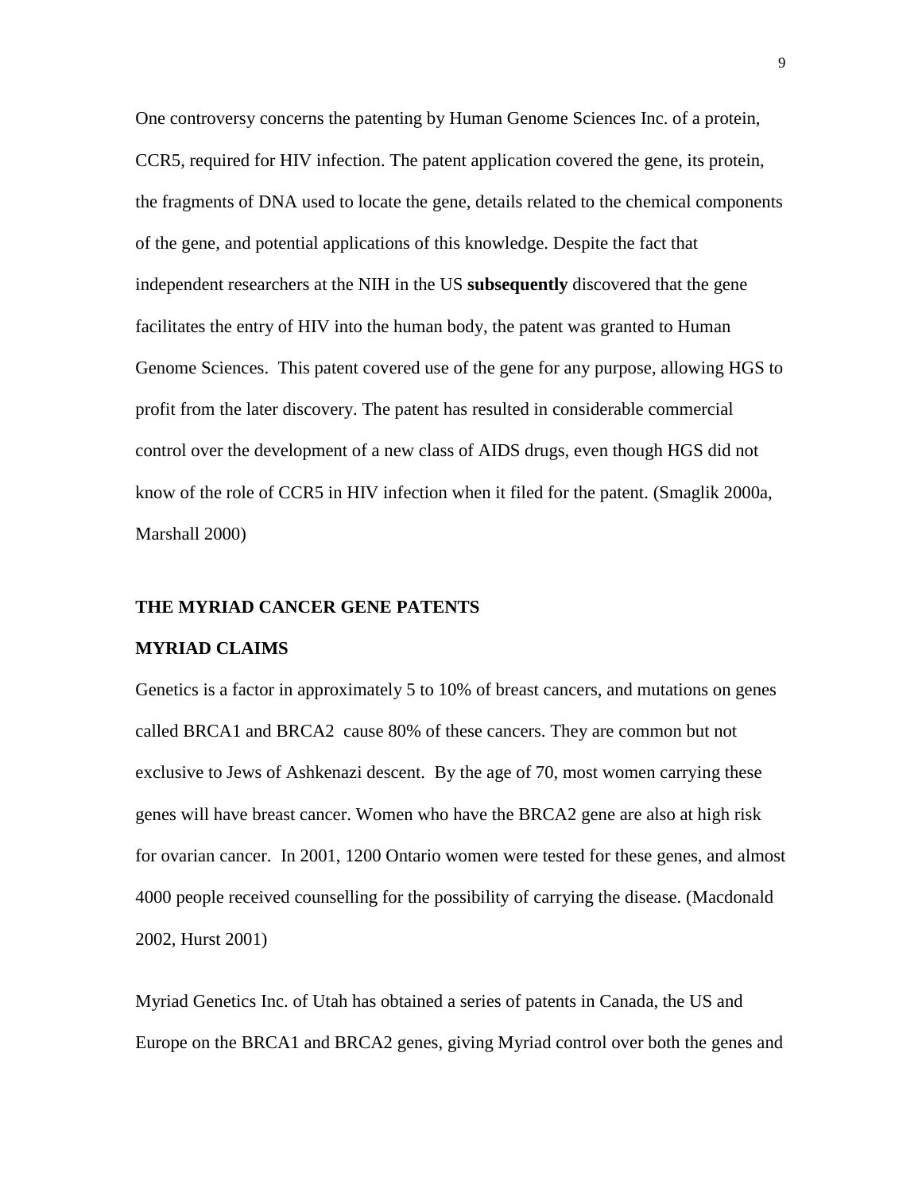One controversy concerns the patenting by Human Genome Sciences Inc. of a protein, CCR5, required for HIV infection. The patent application covered the gene, its protein, the fragments of DNA used to locate the gene, details related to the chemical components of the gene, and potential applications of this knowledge. Despite the fact that independent researchers at the NIH in the US **subsequently** discovered that the gene facilitates the entry of HIV into the human body, the patent was granted to Human Genome Sciences. This patent covered use of the gene for any purpose, allowing HGS to profit from the later discovery. The patent has resulted in considerable commercial control over the development of a new class of AIDS drugs, even though HGS did not know of the role of CCR5 in HIV infection when it filed for the patent. (Smaglik 2000a, Marshall 2000)

## THE MYRIAD CANCER GENE PATENTS

### MYRIAD CLAIMS

Genetics is a factor in approximately 5 to 10% of breast cancers, and mutations on genes called BRCA1 and BRCA2 cause 80% of these cancers. They are common but not exclusive to Jews of Ashkenazi descent. By the age of 70, most women carrying these genes will have breast cancer. Women who have the BRCA2 gene are also at high risk for ovarian cancer. In 2001, 1200 Ontario women were tested for these genes, and almost 4000 people received counselling for the possibility of carrying the disease. (Macdonald 2002, Hurst 2001)

Myriad Genetics Inc. of Utah has obtained a series of patents in Canada, the US and Europe on the BRCA1 and BRCA2 genes, giving Myriad control over both the genes and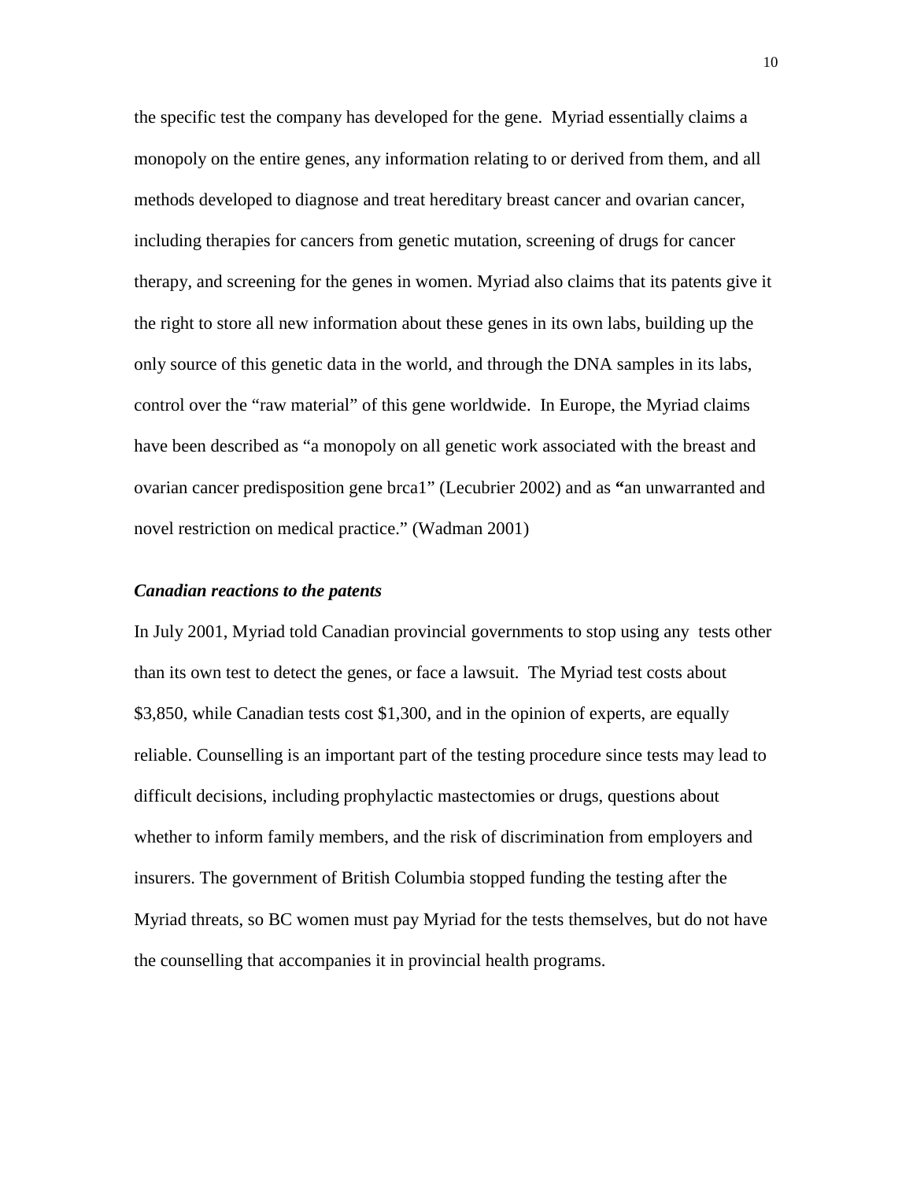the specific test the company has developed for the gene. Myriad essentially claims a monopoly on the entire genes, any information relating to or derived from them, and all methods developed to diagnose and treat hereditary breast cancer and ovarian cancer, including therapies for cancers from genetic mutation, screening of drugs for cancer therapy, and screening for the genes in women. Myriad also claims that its patents give it the right to store all new information about these genes in its own labs, building up the only source of this genetic data in the world, and through the DNA samples in its labs, control over the "raw material" of this gene worldwide. In Europe, the Myriad claims have been described as "a monopoly on all genetic work associated with the breast and ovarian cancer predisposition gene brca1" (Lecubrier 2002) and as **"**an unwarranted and novel restriction on medical practice." (Wadman 2001)

### ***Canadian reactions to the patents***

In July 2001, Myriad told Canadian provincial governments to stop using any tests other than its own test to detect the genes, or face a lawsuit. The Myriad test costs about $3,850, while Canadian tests cost $1,300, and in the opinion of experts, are equally reliable. Counselling is an important part of the testing procedure since tests may lead to difficult decisions, including prophylactic mastectomies or drugs, questions about whether to inform family members, and the risk of discrimination from employers and insurers. The government of British Columbia stopped funding the testing after the Myriad threats, so BC women must pay Myriad for the tests themselves, but do not have the counselling that accompanies it in provincial health programs.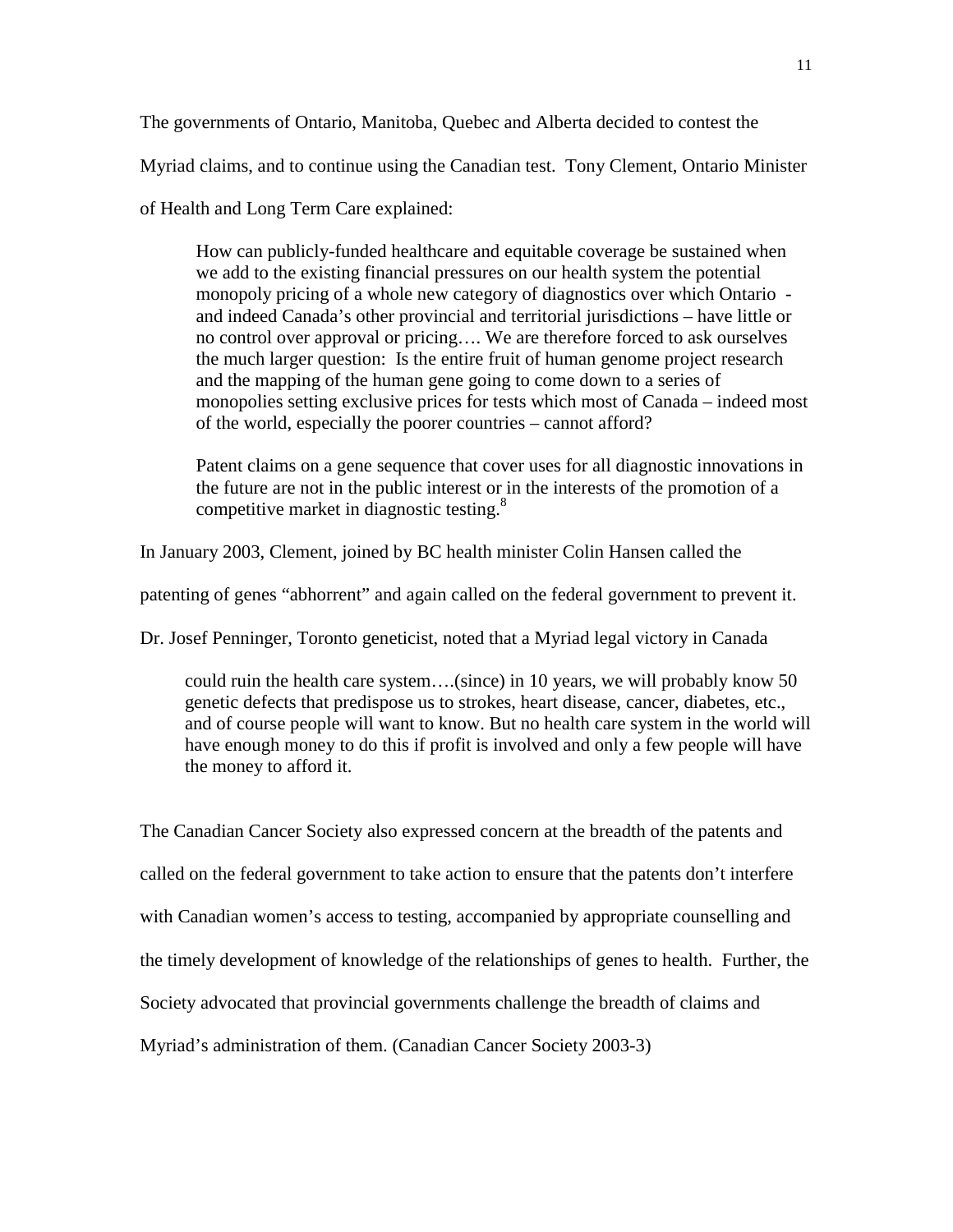The governments of Ontario, Manitoba, Quebec and Alberta decided to contest the Myriad claims, and to continue using the Canadian test. Tony Clement, Ontario Minister of Health and Long Term Care explained:

> How can publicly-funded healthcare and equitable coverage be sustained when we add to the existing financial pressures on our health system the potential monopoly pricing of a whole new category of diagnostics over which Ontario - and indeed Canada's other provincial and territorial jurisdictions – have little or no control over approval or pricing…. We are therefore forced to ask ourselves the much larger question: Is the entire fruit of human genome project research and the mapping of the human gene going to come down to a series of monopolies setting exclusive prices for tests which most of Canada – indeed most of the world, especially the poorer countries – cannot afford?
>
> Patent claims on a gene sequence that cover uses for all diagnostic innovations in the future are not in the public interest or in the interests of the promotion of a competitive market in diagnostic testing.[8]

In January 2003, Clement, joined by BC health minister Colin Hansen called the patenting of genes "abhorrent" and again called on the federal government to prevent it. Dr. Josef Penninger, Toronto geneticist, noted that a Myriad legal victory in Canada

> could ruin the health care system….(since) in 10 years, we will probably know 50 genetic defects that predispose us to strokes, heart disease, cancer, diabetes, etc., and of course people will want to know. But no health care system in the world will have enough money to do this if profit is involved and only a few people will have the money to afford it.

The Canadian Cancer Society also expressed concern at the breadth of the patents and called on the federal government to take action to ensure that the patents don't interfere with Canadian women's access to testing, accompanied by appropriate counselling and the timely development of knowledge of the relationships of genes to health. Further, the Society advocated that provincial governments challenge the breadth of claims and Myriad's administration of them. (Canadian Cancer Society 2003-3)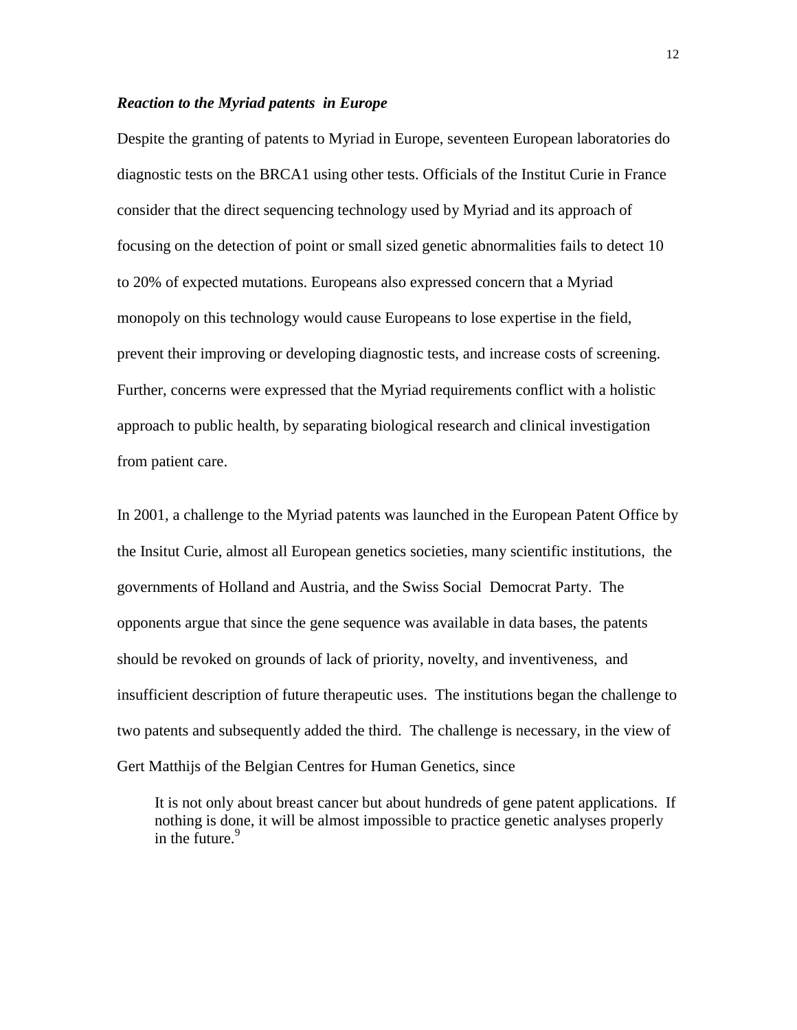### *Reaction to the Myriad patents in Europe*

Despite the granting of patents to Myriad in Europe, seventeen European laboratories do diagnostic tests on the BRCA1 using other tests. Officials of the Institut Curie in France consider that the direct sequencing technology used by Myriad and its approach of focusing on the detection of point or small sized genetic abnormalities fails to detect 10 to 20% of expected mutations. Europeans also expressed concern that a Myriad monopoly on this technology would cause Europeans to lose expertise in the field, prevent their improving or developing diagnostic tests, and increase costs of screening. Further, concerns were expressed that the Myriad requirements conflict with a holistic approach to public health, by separating biological research and clinical investigation from patient care.

In 2001, a challenge to the Myriad patents was launched in the European Patent Office by the Insitut Curie, almost all European genetics societies, many scientific institutions, the governments of Holland and Austria, and the Swiss Social Democrat Party. The opponents argue that since the gene sequence was available in data bases, the patents should be revoked on grounds of lack of priority, novelty, and inventiveness, and insufficient description of future therapeutic uses. The institutions began the challenge to two patents and subsequently added the third. The challenge is necessary, in the view of Gert Matthijs of the Belgian Centres for Human Genetics, since

> It is not only about breast cancer but about hundreds of gene patent applications. If nothing is done, it will be almost impossible to practice genetic analyses properly in the future.[9]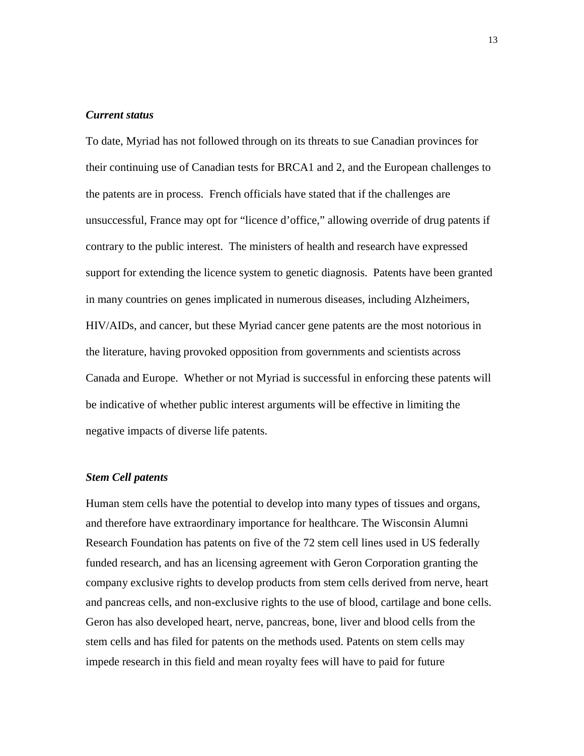### *Current status*

To date, Myriad has not followed through on its threats to sue Canadian provinces for their continuing use of Canadian tests for BRCA1 and 2, and the European challenges to the patents are in process. French officials have stated that if the challenges are unsuccessful, France may opt for "licence d'office," allowing override of drug patents if contrary to the public interest. The ministers of health and research have expressed support for extending the licence system to genetic diagnosis. Patents have been granted in many countries on genes implicated in numerous diseases, including Alzheimers, HIV/AIDs, and cancer, but these Myriad cancer gene patents are the most notorious in the literature, having provoked opposition from governments and scientists across Canada and Europe. Whether or not Myriad is successful in enforcing these patents will be indicative of whether public interest arguments will be effective in limiting the negative impacts of diverse life patents.

### *Stem Cell patents*

Human stem cells have the potential to develop into many types of tissues and organs, and therefore have extraordinary importance for healthcare. The Wisconsin Alumni Research Foundation has patents on five of the 72 stem cell lines used in US federally funded research, and has an licensing agreement with Geron Corporation granting the company exclusive rights to develop products from stem cells derived from nerve, heart and pancreas cells, and non-exclusive rights to the use of blood, cartilage and bone cells. Geron has also developed heart, nerve, pancreas, bone, liver and blood cells from the stem cells and has filed for patents on the methods used. Patents on stem cells may impede research in this field and mean royalty fees will have to paid for future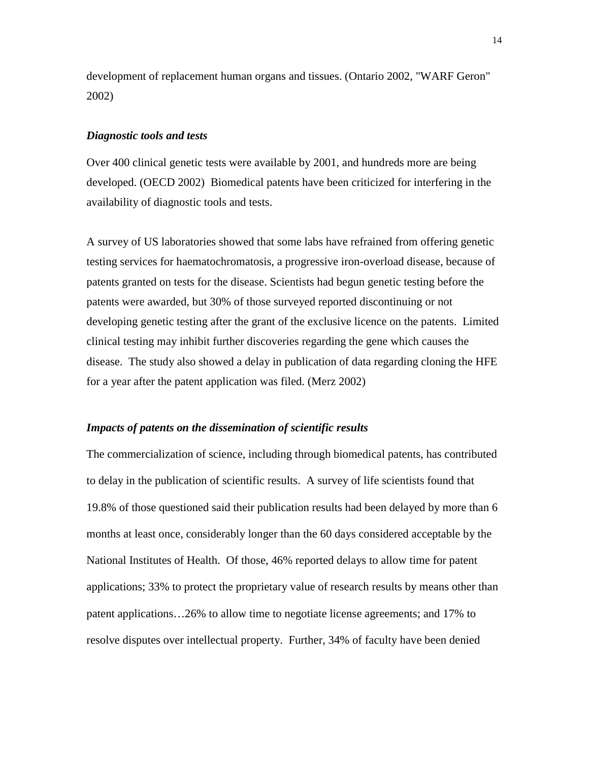development of replacement human organs and tissues. (Ontario 2002, "WARF Geron" 2002)

### *Diagnostic tools and tests*

Over 400 clinical genetic tests were available by 2001, and hundreds more are being developed. (OECD 2002) Biomedical patents have been criticized for interfering in the availability of diagnostic tools and tests.

A survey of US laboratories showed that some labs have refrained from offering genetic testing services for haematochromatosis, a progressive iron-overload disease, because of patents granted on tests for the disease. Scientists had begun genetic testing before the patents were awarded, but 30% of those surveyed reported discontinuing or not developing genetic testing after the grant of the exclusive licence on the patents. Limited clinical testing may inhibit further discoveries regarding the gene which causes the disease. The study also showed a delay in publication of data regarding cloning the HFE for a year after the patent application was filed. (Merz 2002)

### *Impacts of patents on the dissemination of scientific results*

The commercialization of science, including through biomedical patents, has contributed to delay in the publication of scientific results. A survey of life scientists found that 19.8% of those questioned said their publication results had been delayed by more than 6 months at least once, considerably longer than the 60 days considered acceptable by the National Institutes of Health. Of those, 46% reported delays to allow time for patent applications; 33% to protect the proprietary value of research results by means other than patent applications…26% to allow time to negotiate license agreements; and 17% to resolve disputes over intellectual property. Further, 34% of faculty have been denied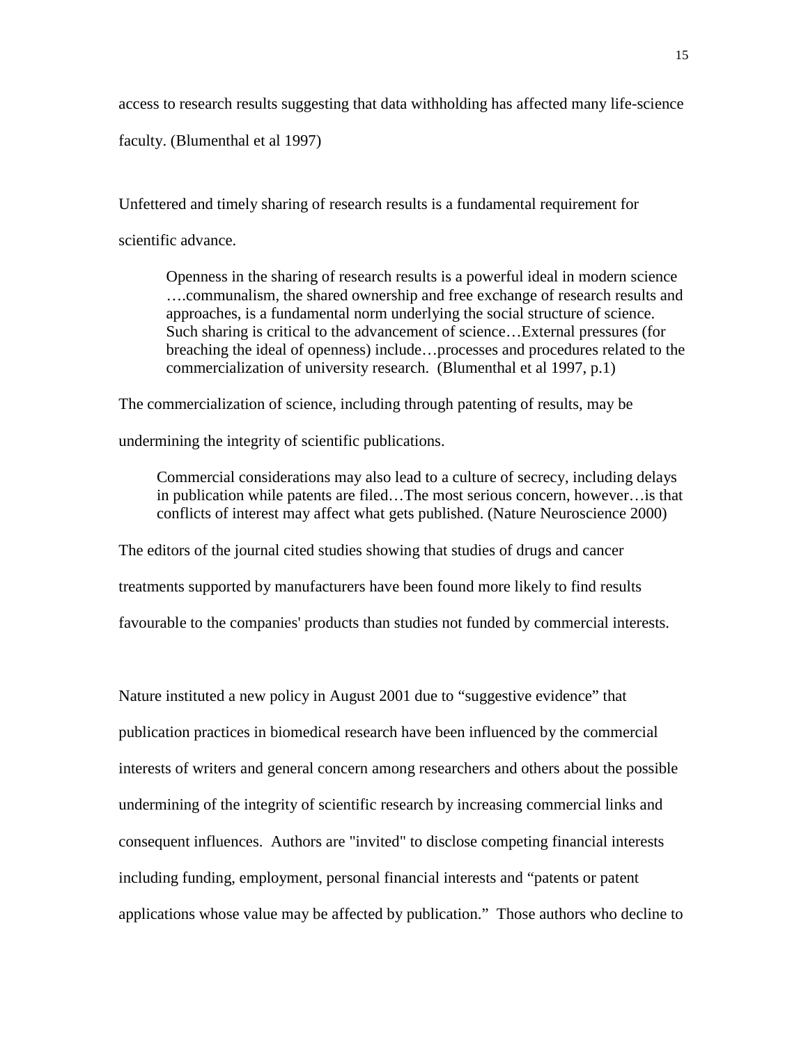access to research results suggesting that data withholding has affected many life-science faculty. (Blumenthal et al 1997)

Unfettered and timely sharing of research results is a fundamental requirement for scientific advance.

> Openness in the sharing of research results is a powerful ideal in modern science ….communalism, the shared ownership and free exchange of research results and approaches, is a fundamental norm underlying the social structure of science. Such sharing is critical to the advancement of science…External pressures (for breaching the ideal of openness) include…processes and procedures related to the commercialization of university research. (Blumenthal et al 1997, p.1)

The commercialization of science, including through patenting of results, may be undermining the integrity of scientific publications.

> Commercial considerations may also lead to a culture of secrecy, including delays in publication while patents are filed…The most serious concern, however…is that conflicts of interest may affect what gets published. (Nature Neuroscience 2000)

The editors of the journal cited studies showing that studies of drugs and cancer treatments supported by manufacturers have been found more likely to find results favourable to the companies' products than studies not funded by commercial interests.

Nature instituted a new policy in August 2001 due to “suggestive evidence” that publication practices in biomedical research have been influenced by the commercial interests of writers and general concern among researchers and others about the possible undermining of the integrity of scientific research by increasing commercial links and consequent influences. Authors are "invited" to disclose competing financial interests including funding, employment, personal financial interests and “patents or patent applications whose value may be affected by publication.” Those authors who decline to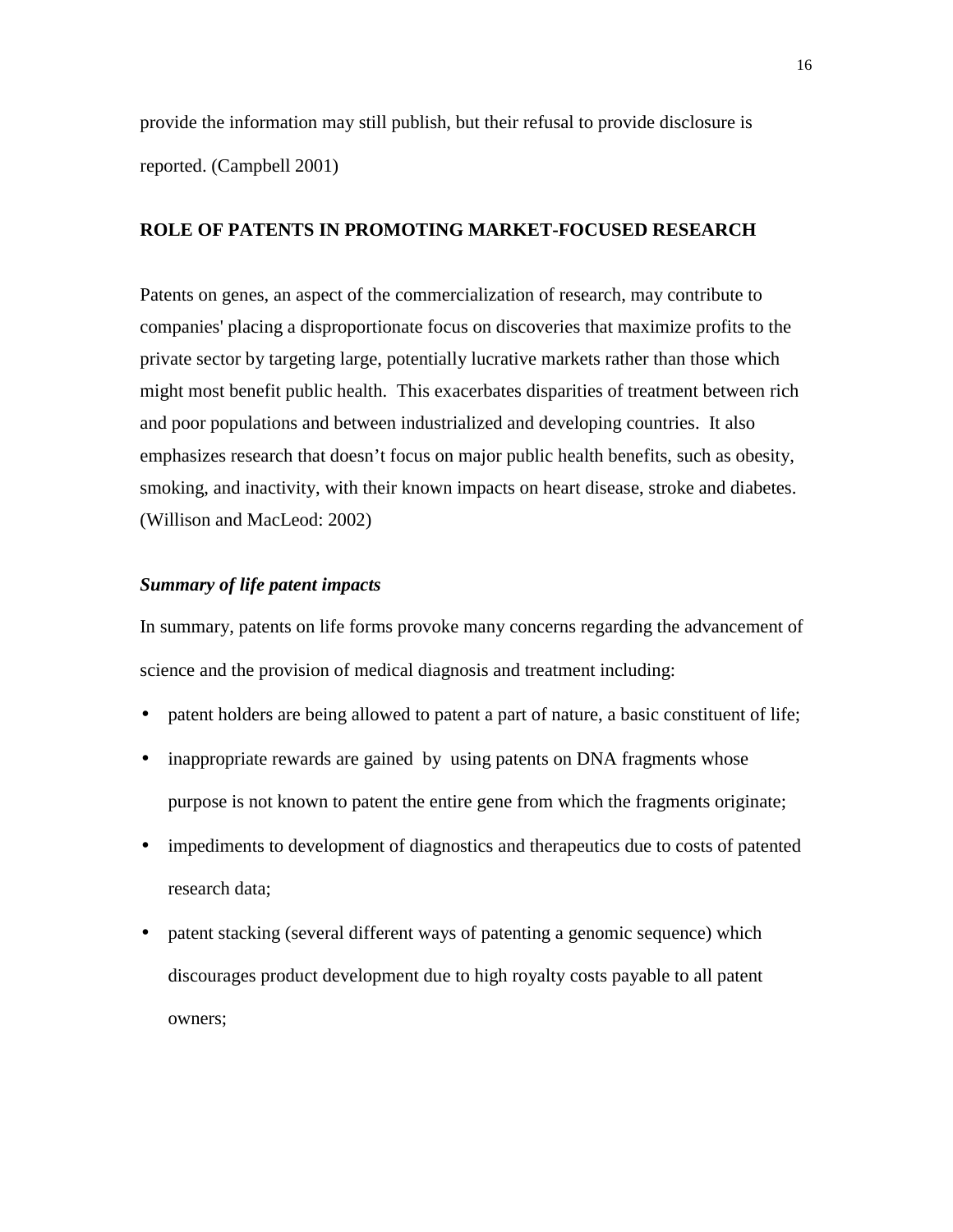provide the information may still publish, but their refusal to provide disclosure is reported. (Campbell 2001)

## ROLE OF PATENTS IN PROMOTING MARKET-FOCUSED RESEARCH

Patents on genes, an aspect of the commercialization of research, may contribute to companies' placing a disproportionate focus on discoveries that maximize profits to the private sector by targeting large, potentially lucrative markets rather than those which might most benefit public health. This exacerbates disparities of treatment between rich and poor populations and between industrialized and developing countries. It also emphasizes research that doesn't focus on major public health benefits, such as obesity, smoking, and inactivity, with their known impacts on heart disease, stroke and diabetes. (Willison and MacLeod: 2002)

### ***Summary of life patent impacts***

In summary, patents on life forms provoke many concerns regarding the advancement of science and the provision of medical diagnosis and treatment including:

- patent holders are being allowed to patent a part of nature, a basic constituent of life;
- inappropriate rewards are gained by using patents on DNA fragments whose purpose is not known to patent the entire gene from which the fragments originate;
- impediments to development of diagnostics and therapeutics due to costs of patented research data;
- patent stacking (several different ways of patenting a genomic sequence) which discourages product development due to high royalty costs payable to all patent owners;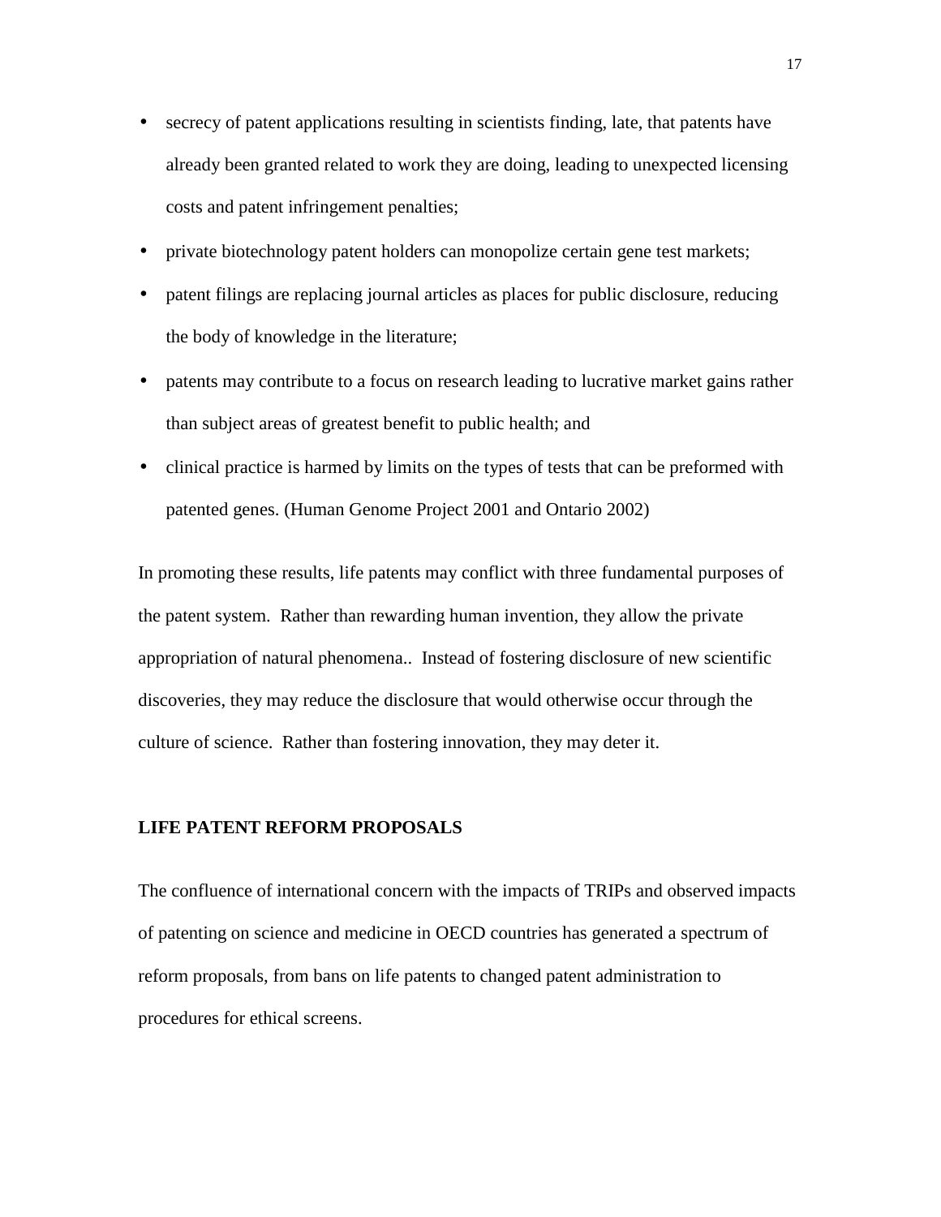- secrecy of patent applications resulting in scientists finding, late, that patents have already been granted related to work they are doing, leading to unexpected licensing costs and patent infringement penalties;
- private biotechnology patent holders can monopolize certain gene test markets;
- patent filings are replacing journal articles as places for public disclosure, reducing the body of knowledge in the literature;
- patents may contribute to a focus on research leading to lucrative market gains rather than subject areas of greatest benefit to public health; and
- clinical practice is harmed by limits on the types of tests that can be preformed with patented genes. (Human Genome Project 2001 and Ontario 2002)

In promoting these results, life patents may conflict with three fundamental purposes of the patent system. Rather than rewarding human invention, they allow the private appropriation of natural phenomena.. Instead of fostering disclosure of new scientific discoveries, they may reduce the disclosure that would otherwise occur through the culture of science. Rather than fostering innovation, they may deter it.

**LIFE PATENT REFORM PROPOSALS**

The confluence of international concern with the impacts of TRIPs and observed impacts of patenting on science and medicine in OECD countries has generated a spectrum of reform proposals, from bans on life patents to changed patent administration to procedures for ethical screens.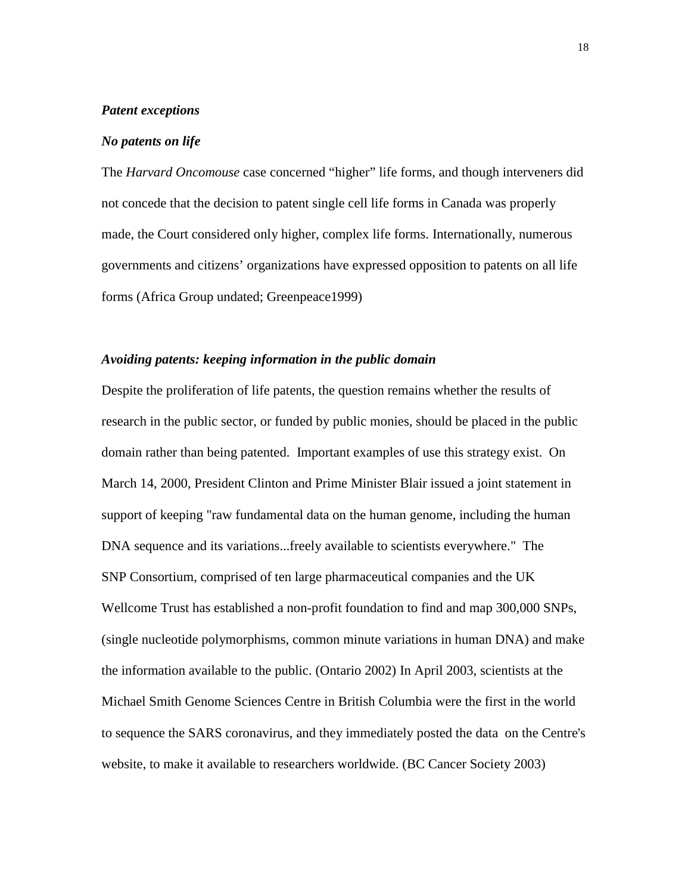***Patent exceptions***

***No patents on life***

The *Harvard Oncomouse* case concerned “higher” life forms, and though interveners did not concede that the decision to patent single cell life forms in Canada was properly made, the Court considered only higher, complex life forms. Internationally, numerous governments and citizens’ organizations have expressed opposition to patents on all life forms (Africa Group undated; Greenpeace1999)

***Avoiding patents: keeping information in the public domain***

Despite the proliferation of life patents, the question remains whether the results of research in the public sector, or funded by public monies, should be placed in the public domain rather than being patented. Important examples of use this strategy exist. On March 14, 2000, President Clinton and Prime Minister Blair issued a joint statement in support of keeping "raw fundamental data on the human genome, including the human DNA sequence and its variations...freely available to scientists everywhere." The SNP Consortium, comprised of ten large pharmaceutical companies and the UK Wellcome Trust has established a non-profit foundation to find and map 300,000 SNPs, (single nucleotide polymorphisms, common minute variations in human DNA) and make the information available to the public. (Ontario 2002) In April 2003, scientists at the Michael Smith Genome Sciences Centre in British Columbia were the first in the world to sequence the SARS coronavirus, and they immediately posted the data on the Centre's website, to make it available to researchers worldwide. (BC Cancer Society 2003)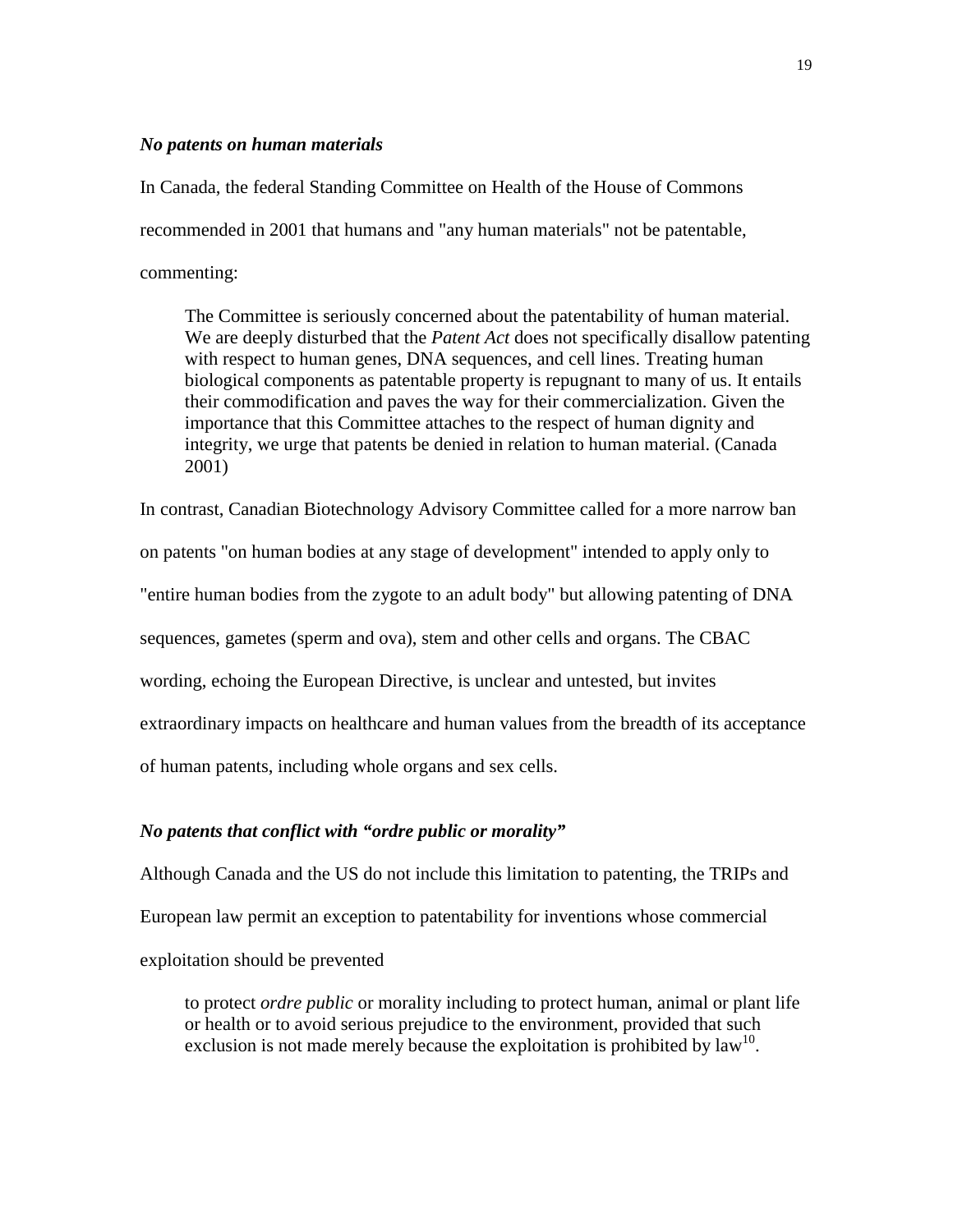### *No patents on human materials*

In Canada, the federal Standing Committee on Health of the House of Commons recommended in 2001 that humans and "any human materials" not be patentable, commenting:

> The Committee is seriously concerned about the patentability of human material. We are deeply disturbed that the *Patent Act* does not specifically disallow patenting with respect to human genes, DNA sequences, and cell lines. Treating human biological components as patentable property is repugnant to many of us. It entails their commodification and paves the way for their commercialization. Given the importance that this Committee attaches to the respect of human dignity and integrity, we urge that patents be denied in relation to human material. (Canada 2001)

In contrast, Canadian Biotechnology Advisory Committee called for a more narrow ban on patents "on human bodies at any stage of development" intended to apply only to "entire human bodies from the zygote to an adult body" but allowing patenting of DNA sequences, gametes (sperm and ova), stem and other cells and organs. The CBAC wording, echoing the European Directive, is unclear and untested, but invites extraordinary impacts on healthcare and human values from the breadth of its acceptance of human patents, including whole organs and sex cells.

### *No patents that conflict with "ordre public or morality"*

Although Canada and the US do not include this limitation to patenting, the TRIPs and European law permit an exception to patentability for inventions whose commercial exploitation should be prevented

> to protect *ordre public* or morality including to protect human, animal or plant life or health or to avoid serious prejudice to the environment, provided that such exclusion is not made merely because the exploitation is prohibited by law[10].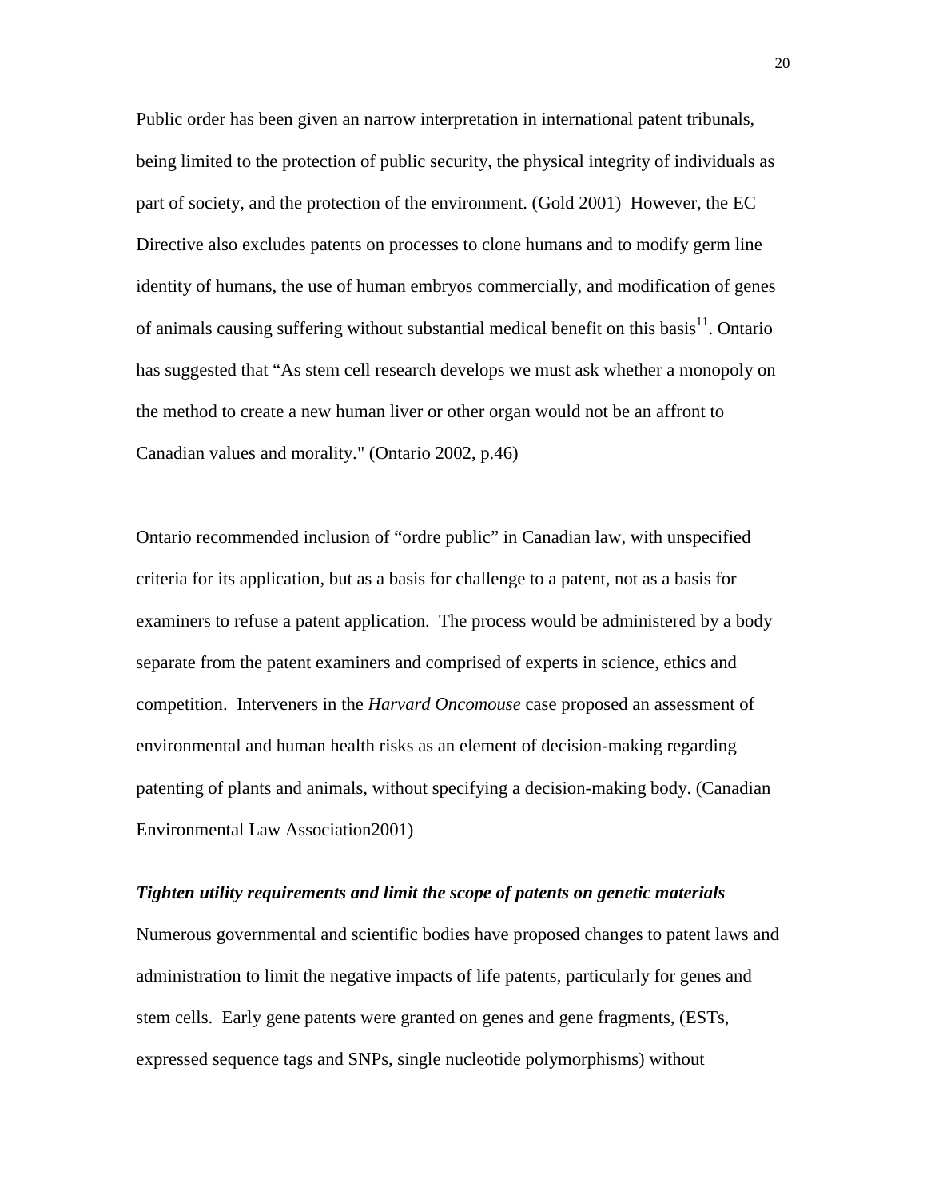Public order has been given an narrow interpretation in international patent tribunals, being limited to the protection of public security, the physical integrity of individuals as part of society, and the protection of the environment. (Gold 2001) However, the EC Directive also excludes patents on processes to clone humans and to modify germ line identity of humans, the use of human embryos commercially, and modification of genes of animals causing suffering without substantial medical benefit on this basis[11]. Ontario has suggested that "As stem cell research develops we must ask whether a monopoly on the method to create a new human liver or other organ would not be an affront to Canadian values and morality." (Ontario 2002, p.46)

Ontario recommended inclusion of "ordre public" in Canadian law, with unspecified criteria for its application, but as a basis for challenge to a patent, not as a basis for examiners to refuse a patent application. The process would be administered by a body separate from the patent examiners and comprised of experts in science, ethics and competition. Interveners in the *Harvard Oncomouse* case proposed an assessment of environmental and human health risks as an element of decision-making regarding patenting of plants and animals, without specifying a decision-making body. (Canadian Environmental Law Association2001)

***Tighten utility requirements and limit the scope of patents on genetic materials***

Numerous governmental and scientific bodies have proposed changes to patent laws and administration to limit the negative impacts of life patents, particularly for genes and stem cells. Early gene patents were granted on genes and gene fragments, (ESTs, expressed sequence tags and SNPs, single nucleotide polymorphisms) without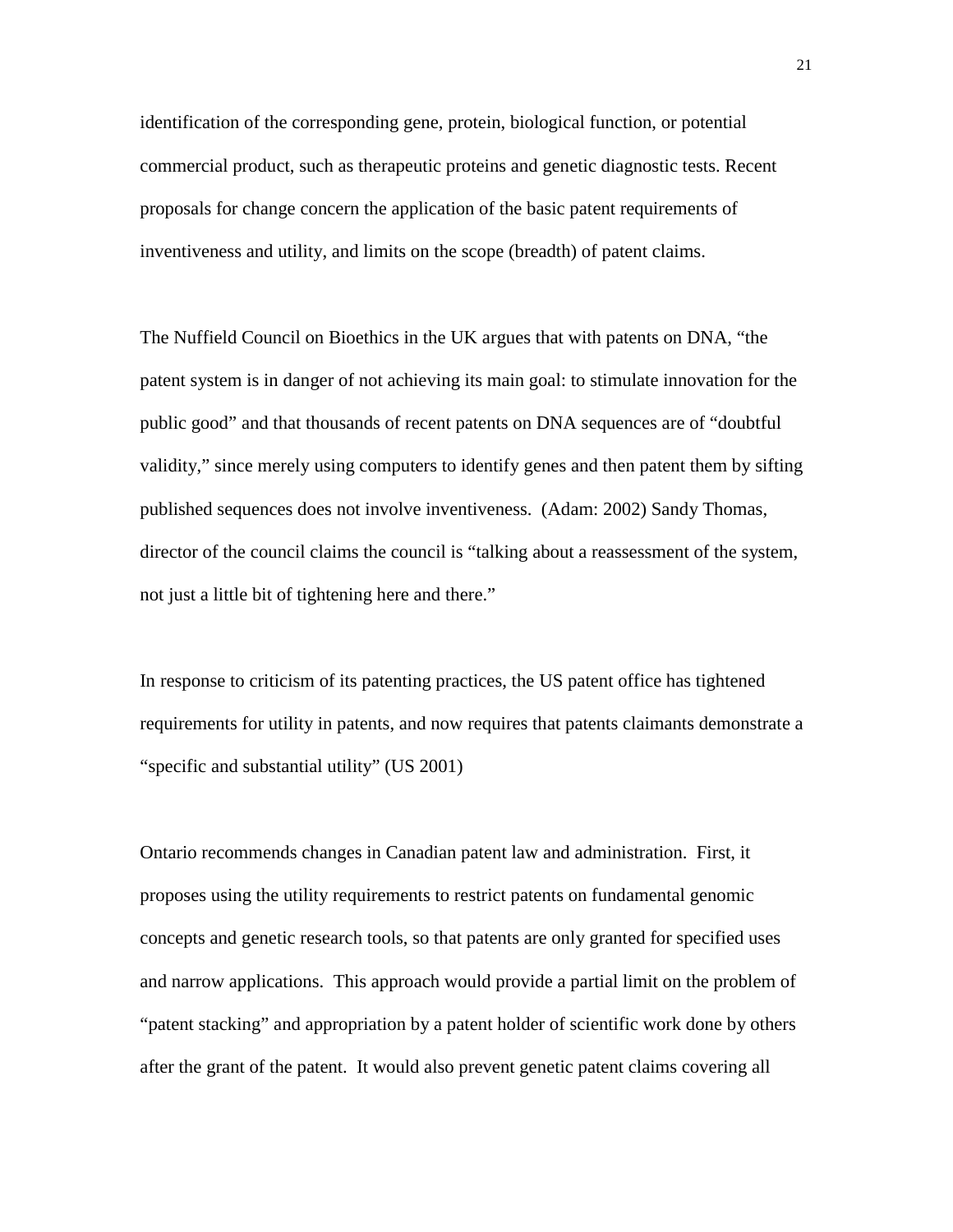identification of the corresponding gene, protein, biological function, or potential commercial product, such as therapeutic proteins and genetic diagnostic tests. Recent proposals for change concern the application of the basic patent requirements of inventiveness and utility, and limits on the scope (breadth) of patent claims.

The Nuffield Council on Bioethics in the UK argues that with patents on DNA, "the patent system is in danger of not achieving its main goal: to stimulate innovation for the public good" and that thousands of recent patents on DNA sequences are of "doubtful validity," since merely using computers to identify genes and then patent them by sifting published sequences does not involve inventiveness. (Adam: 2002) Sandy Thomas, director of the council claims the council is "talking about a reassessment of the system, not just a little bit of tightening here and there."

In response to criticism of its patenting practices, the US patent office has tightened requirements for utility in patents, and now requires that patents claimants demonstrate a "specific and substantial utility" (US 2001)

Ontario recommends changes in Canadian patent law and administration. First, it proposes using the utility requirements to restrict patents on fundamental genomic concepts and genetic research tools, so that patents are only granted for specified uses and narrow applications. This approach would provide a partial limit on the problem of "patent stacking" and appropriation by a patent holder of scientific work done by others after the grant of the patent. It would also prevent genetic patent claims covering all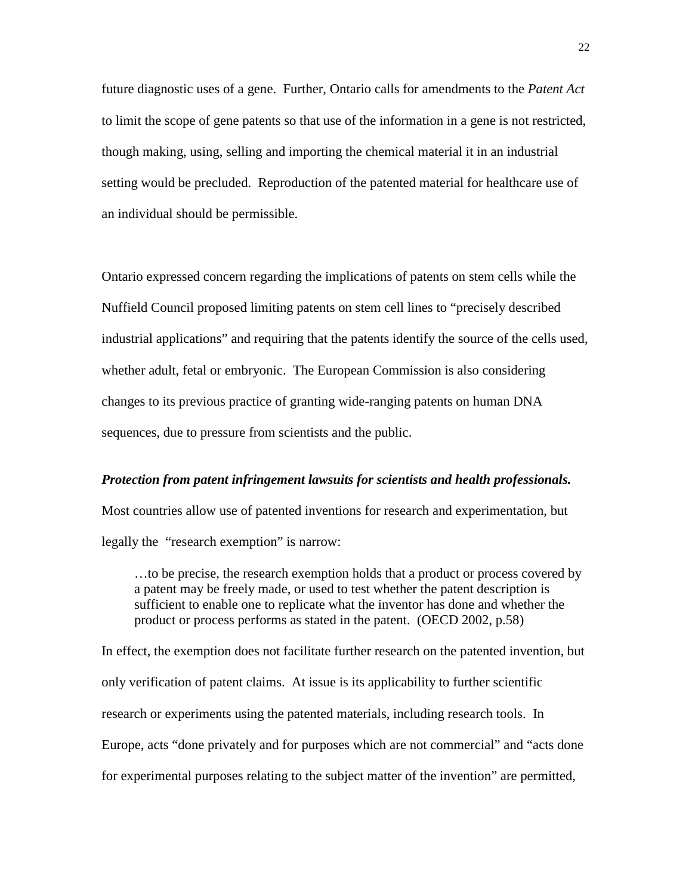future diagnostic uses of a gene. Further, Ontario calls for amendments to the *Patent Act* to limit the scope of gene patents so that use of the information in a gene is not restricted, though making, using, selling and importing the chemical material it in an industrial setting would be precluded. Reproduction of the patented material for healthcare use of an individual should be permissible.

Ontario expressed concern regarding the implications of patents on stem cells while the Nuffield Council proposed limiting patents on stem cell lines to “precisely described industrial applications” and requiring that the patents identify the source of the cells used, whether adult, fetal or embryonic. The European Commission is also considering changes to its previous practice of granting wide-ranging patents on human DNA sequences, due to pressure from scientists and the public.

***Protection from patent infringement lawsuits for scientists and health professionals.***

Most countries allow use of patented inventions for research and experimentation, but legally the “research exemption” is narrow:

> …to be precise, the research exemption holds that a product or process covered by a patent may be freely made, or used to test whether the patent description is sufficient to enable one to replicate what the inventor has done and whether the product or process performs as stated in the patent. (OECD 2002, p.58)

In effect, the exemption does not facilitate further research on the patented invention, but only verification of patent claims. At issue is its applicability to further scientific research or experiments using the patented materials, including research tools. In Europe, acts “done privately and for purposes which are not commercial” and “acts done for experimental purposes relating to the subject matter of the invention” are permitted,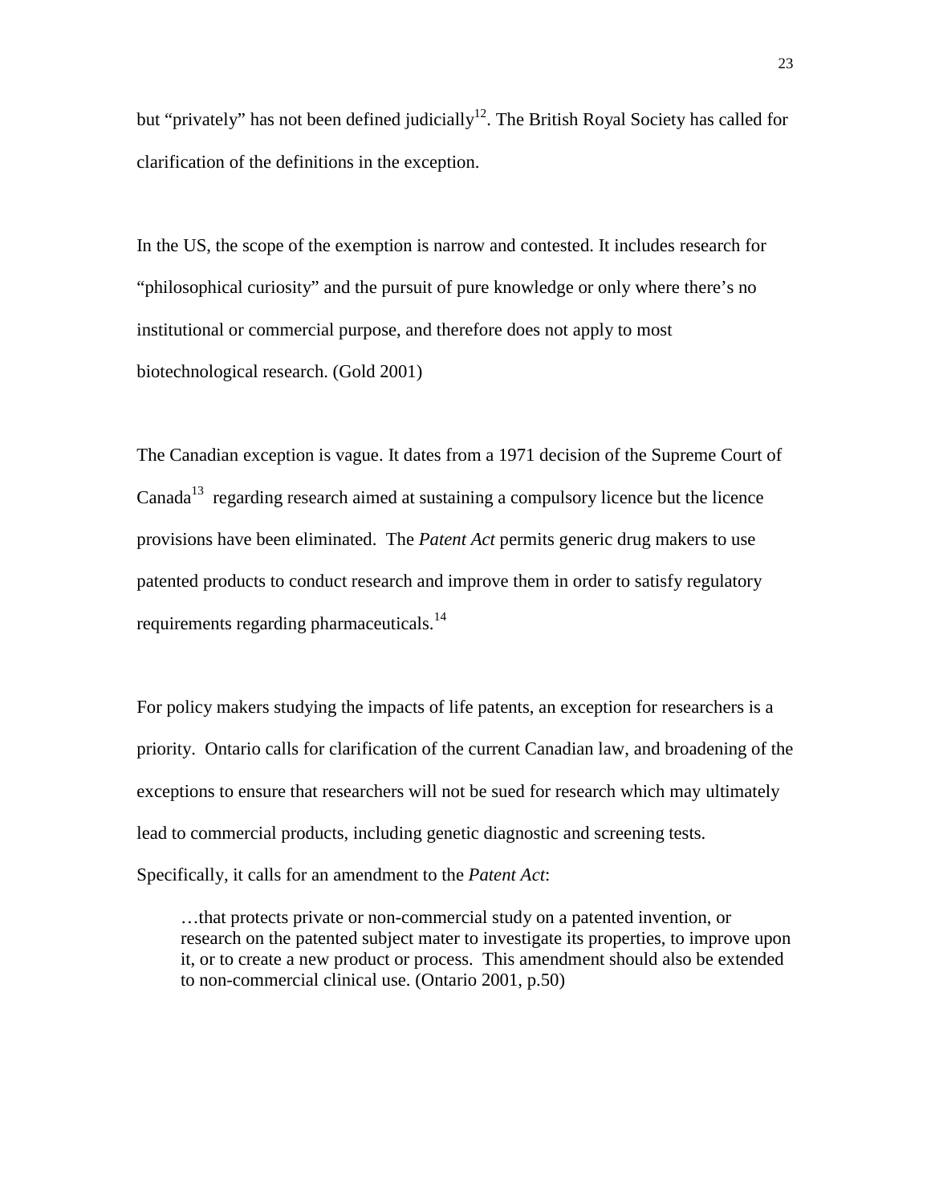but "privately" has not been defined judicially[12]. The British Royal Society has called for clarification of the definitions in the exception.

In the US, the scope of the exemption is narrow and contested. It includes research for "philosophical curiosity" and the pursuit of pure knowledge or only where there's no institutional or commercial purpose, and therefore does not apply to most biotechnological research. (Gold 2001)

The Canadian exception is vague. It dates from a 1971 decision of the Supreme Court of Canada[13] regarding research aimed at sustaining a compulsory licence but the licence provisions have been eliminated. The *Patent Act* permits generic drug makers to use patented products to conduct research and improve them in order to satisfy regulatory requirements regarding pharmaceuticals.[14]

For policy makers studying the impacts of life patents, an exception for researchers is a priority. Ontario calls for clarification of the current Canadian law, and broadening of the exceptions to ensure that researchers will not be sued for research which may ultimately lead to commercial products, including genetic diagnostic and screening tests. Specifically, it calls for an amendment to the *Patent Act*:

> …that protects private or non-commercial study on a patented invention, or research on the patented subject mater to investigate its properties, to improve upon it, or to create a new product or process. This amendment should also be extended to non-commercial clinical use. (Ontario 2001, p.50)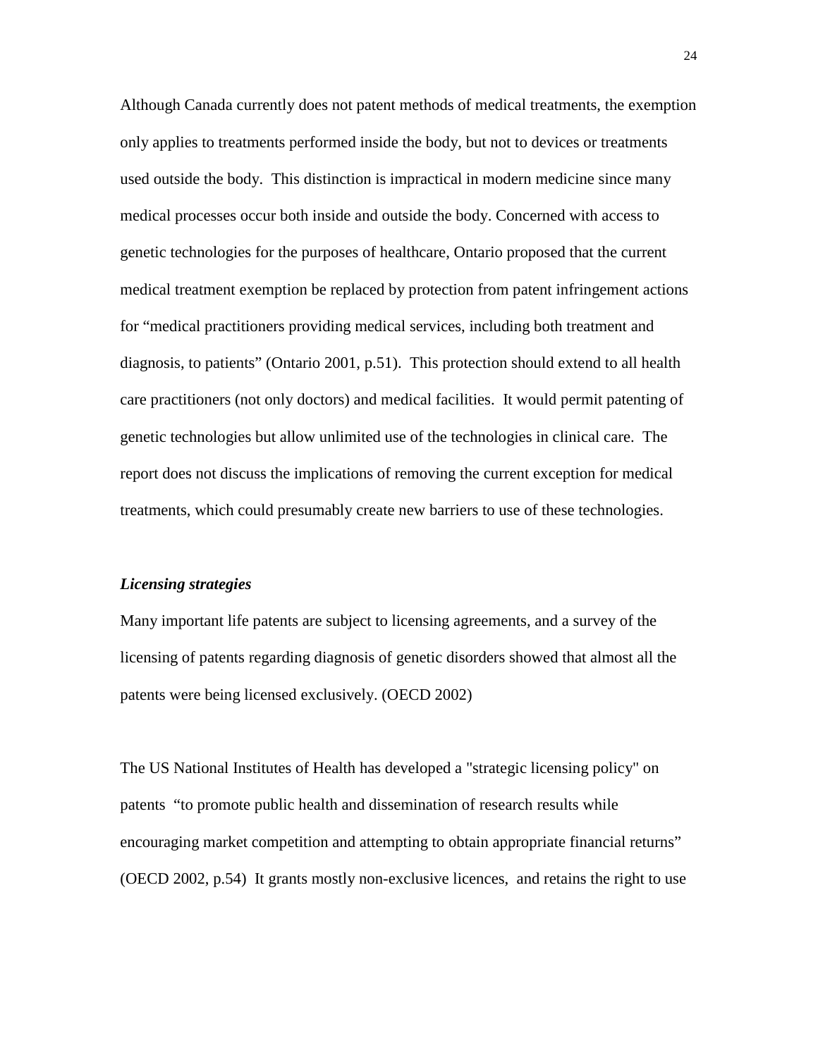Although Canada currently does not patent methods of medical treatments, the exemption only applies to treatments performed inside the body, but not to devices or treatments used outside the body. This distinction is impractical in modern medicine since many medical processes occur both inside and outside the body. Concerned with access to genetic technologies for the purposes of healthcare, Ontario proposed that the current medical treatment exemption be replaced by protection from patent infringement actions for "medical practitioners providing medical services, including both treatment and diagnosis, to patients" (Ontario 2001, p.51). This protection should extend to all health care practitioners (not only doctors) and medical facilities. It would permit patenting of genetic technologies but allow unlimited use of the technologies in clinical care. The report does not discuss the implications of removing the current exception for medical treatments, which could presumably create new barriers to use of these technologies.

***Licensing strategies***

Many important life patents are subject to licensing agreements, and a survey of the licensing of patents regarding diagnosis of genetic disorders showed that almost all the patents were being licensed exclusively. (OECD 2002)

The US National Institutes of Health has developed a "strategic licensing policy" on patents "to promote public health and dissemination of research results while encouraging market competition and attempting to obtain appropriate financial returns" (OECD 2002, p.54) It grants mostly non-exclusive licences, and retains the right to use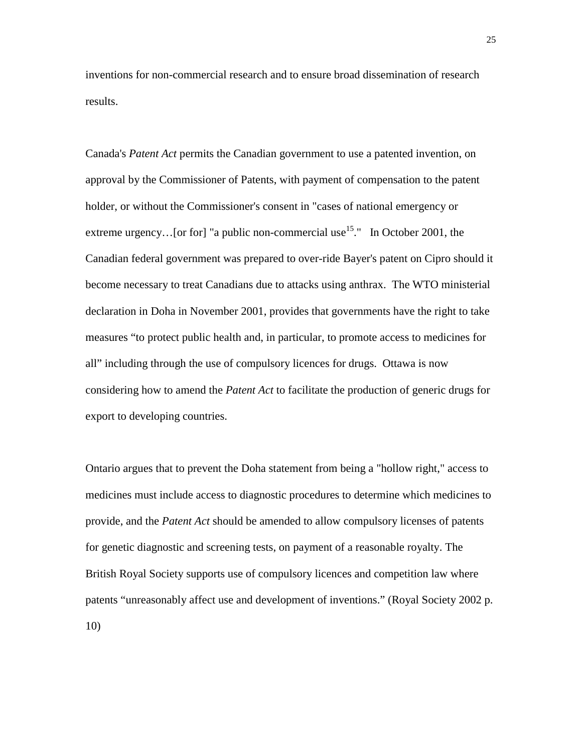inventions for non-commercial research and to ensure broad dissemination of research results.

Canada's *Patent Act* permits the Canadian government to use a patented invention, on approval by the Commissioner of Patents, with payment of compensation to the patent holder, or without the Commissioner's consent in "cases of national emergency or extreme urgency…[or for] "a public non-commercial use[15]."  In October 2001, the Canadian federal government was prepared to over-ride Bayer's patent on Cipro should it become necessary to treat Canadians due to attacks using anthrax. The WTO ministerial declaration in Doha in November 2001, provides that governments have the right to take measures "to protect public health and, in particular, to promote access to medicines for all" including through the use of compulsory licences for drugs. Ottawa is now considering how to amend the *Patent Act* to facilitate the production of generic drugs for export to developing countries.

Ontario argues that to prevent the Doha statement from being a "hollow right," access to medicines must include access to diagnostic procedures to determine which medicines to provide, and the *Patent Act* should be amended to allow compulsory licenses of patents for genetic diagnostic and screening tests, on payment of a reasonable royalty. The British Royal Society supports use of compulsory licences and competition law where patents "unreasonably affect use and development of inventions." (Royal Society 2002 p. 10)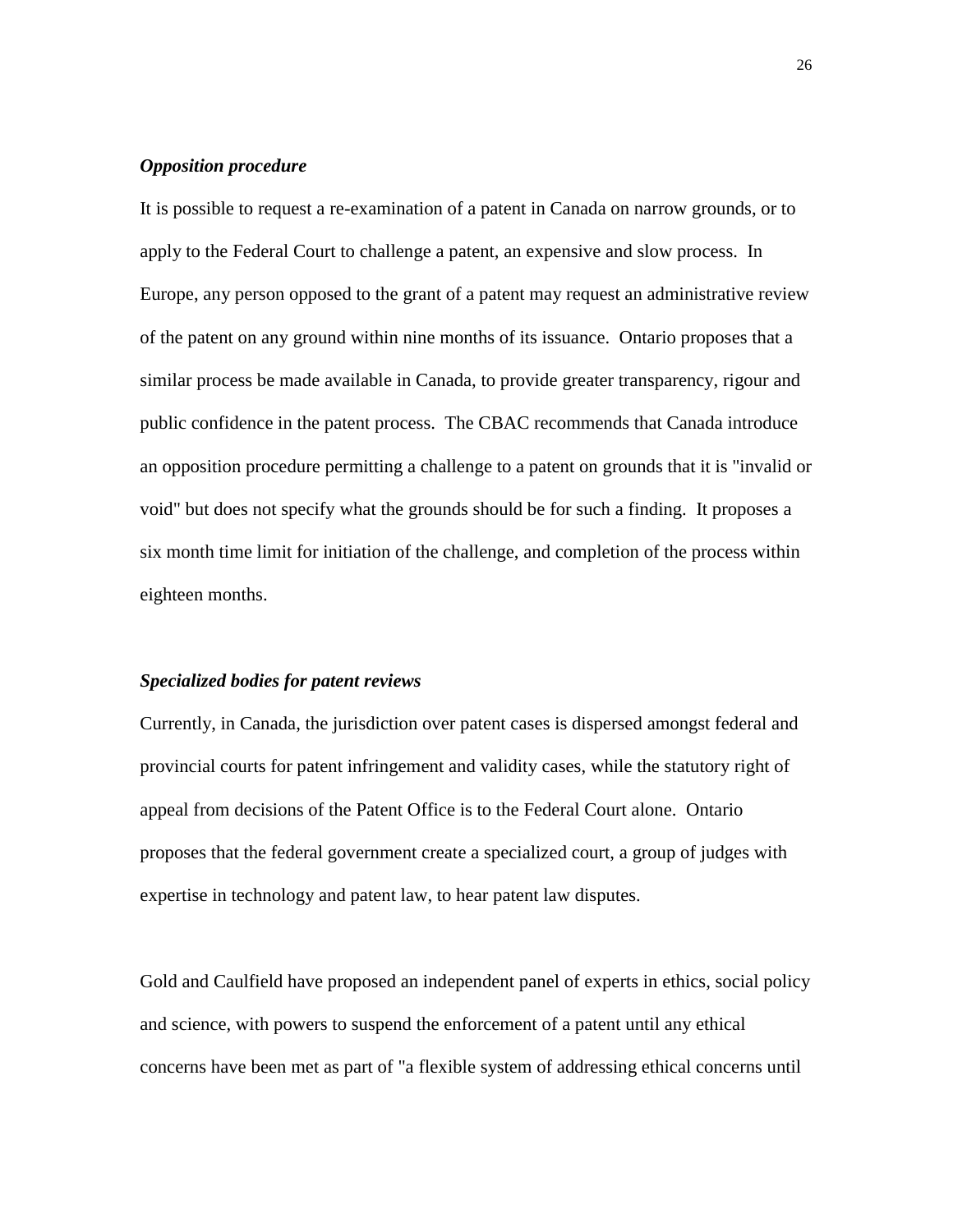***Opposition procedure***

It is possible to request a re-examination of a patent in Canada on narrow grounds, or to apply to the Federal Court to challenge a patent, an expensive and slow process. In Europe, any person opposed to the grant of a patent may request an administrative review of the patent on any ground within nine months of its issuance. Ontario proposes that a similar process be made available in Canada, to provide greater transparency, rigour and public confidence in the patent process. The CBAC recommends that Canada introduce an opposition procedure permitting a challenge to a patent on grounds that it is "invalid or void" but does not specify what the grounds should be for such a finding. It proposes a six month time limit for initiation of the challenge, and completion of the process within eighteen months.

***Specialized bodies for patent reviews***

Currently, in Canada, the jurisdiction over patent cases is dispersed amongst federal and provincial courts for patent infringement and validity cases, while the statutory right of appeal from decisions of the Patent Office is to the Federal Court alone. Ontario proposes that the federal government create a specialized court, a group of judges with expertise in technology and patent law, to hear patent law disputes.

Gold and Caulfield have proposed an independent panel of experts in ethics, social policy and science, with powers to suspend the enforcement of a patent until any ethical concerns have been met as part of "a flexible system of addressing ethical concerns until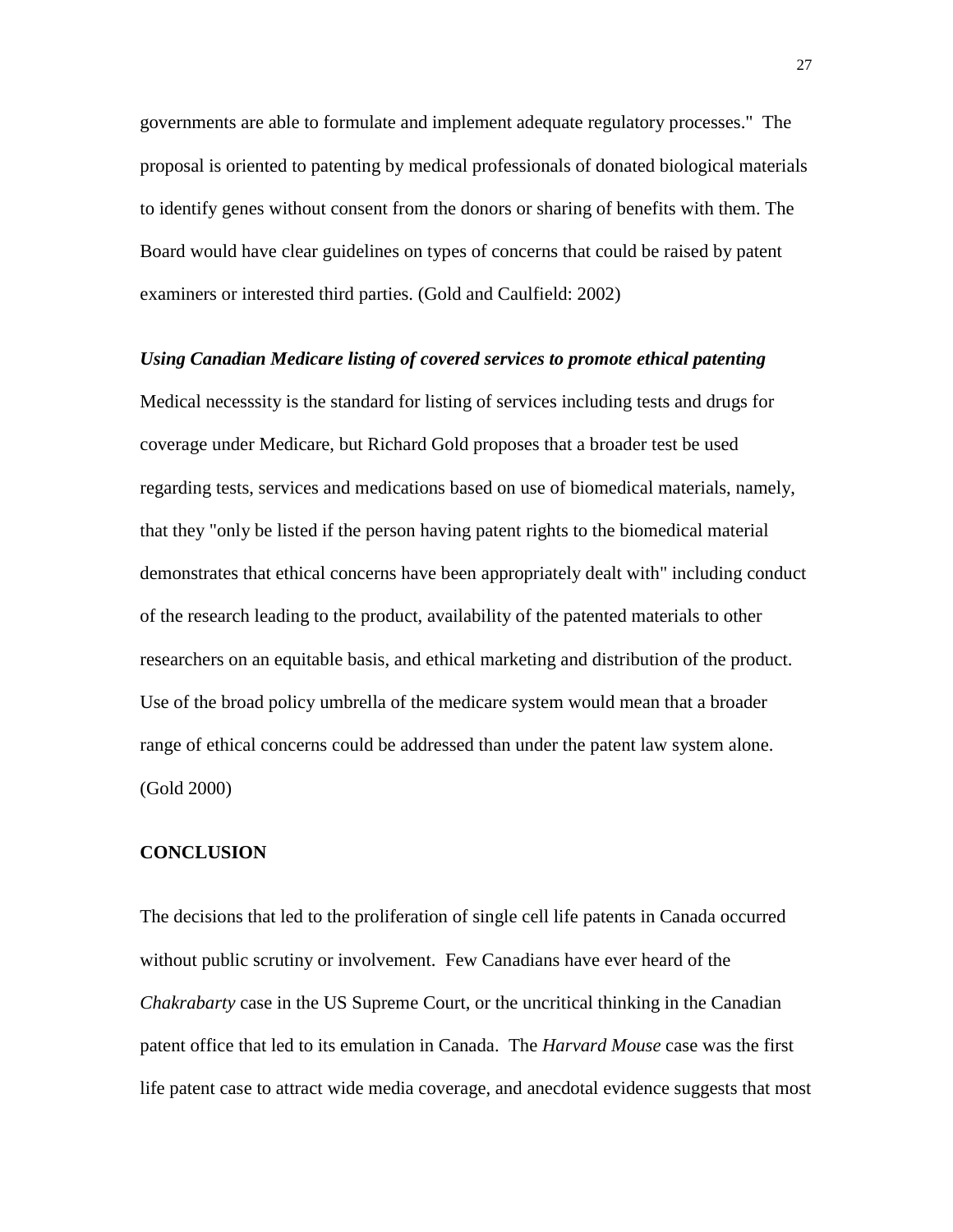governments are able to formulate and implement adequate regulatory processes." The proposal is oriented to patenting by medical professionals of donated biological materials to identify genes without consent from the donors or sharing of benefits with them. The Board would have clear guidelines on types of concerns that could be raised by patent examiners or interested third parties. (Gold and Caulfield: 2002)

***Using Canadian Medicare listing of covered services to promote ethical patenting***

Medical necesssity is the standard for listing of services including tests and drugs for coverage under Medicare, but Richard Gold proposes that a broader test be used regarding tests, services and medications based on use of biomedical materials, namely, that they "only be listed if the person having patent rights to the biomedical material demonstrates that ethical concerns have been appropriately dealt with" including conduct of the research leading to the product, availability of the patented materials to other researchers on an equitable basis, and ethical marketing and distribution of the product. Use of the broad policy umbrella of the medicare system would mean that a broader range of ethical concerns could be addressed than under the patent law system alone. (Gold 2000)

## CONCLUSION

The decisions that led to the proliferation of single cell life patents in Canada occurred without public scrutiny or involvement. Few Canadians have ever heard of the *Chakrabarty* case in the US Supreme Court, or the uncritical thinking in the Canadian patent office that led to its emulation in Canada. The *Harvard Mouse* case was the first life patent case to attract wide media coverage, and anecdotal evidence suggests that most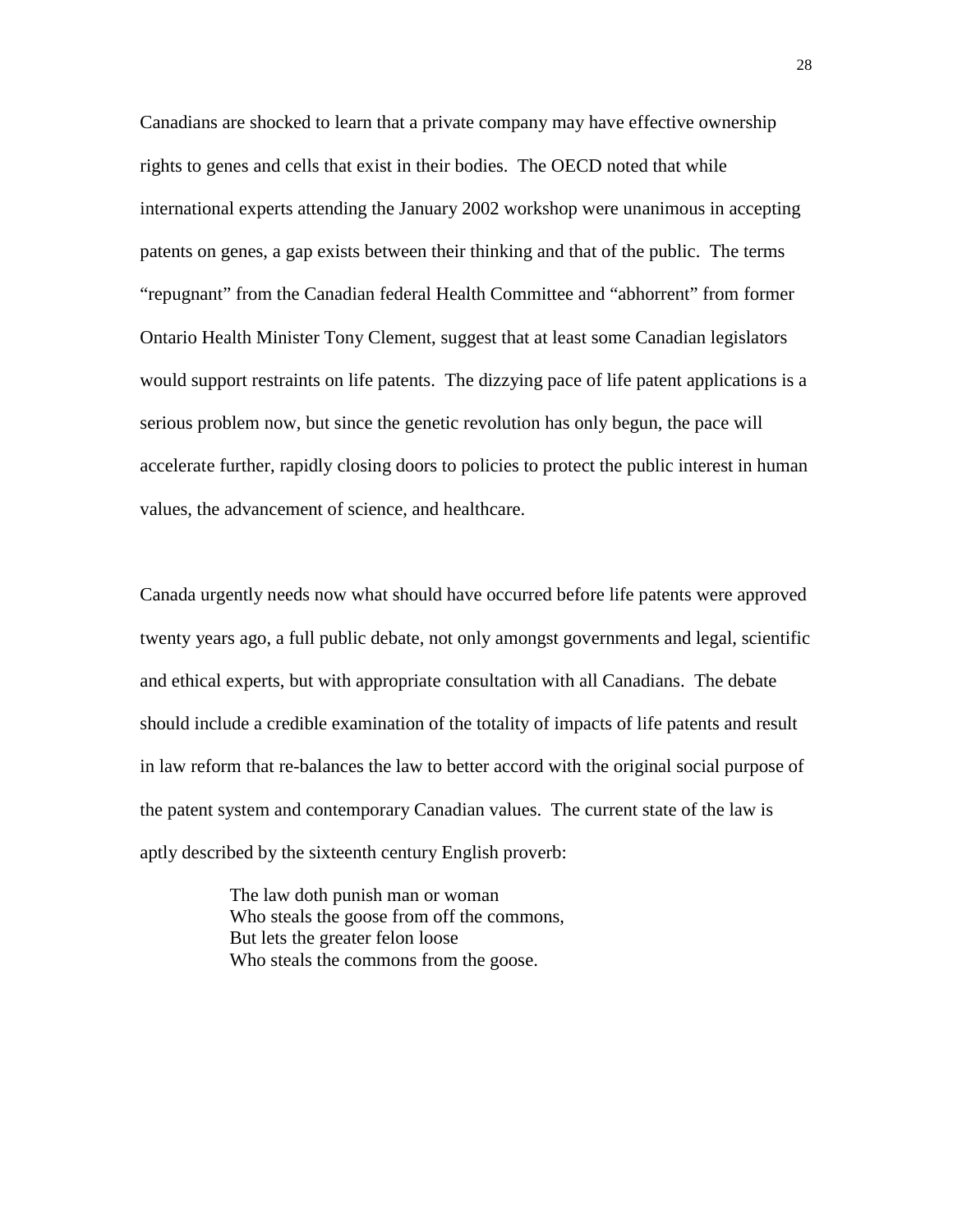Canadians are shocked to learn that a private company may have effective ownership rights to genes and cells that exist in their bodies. The OECD noted that while international experts attending the January 2002 workshop were unanimous in accepting patents on genes, a gap exists between their thinking and that of the public. The terms "repugnant" from the Canadian federal Health Committee and "abhorrent" from former Ontario Health Minister Tony Clement, suggest that at least some Canadian legislators would support restraints on life patents. The dizzying pace of life patent applications is a serious problem now, but since the genetic revolution has only begun, the pace will accelerate further, rapidly closing doors to policies to protect the public interest in human values, the advancement of science, and healthcare.

Canada urgently needs now what should have occurred before life patents were approved twenty years ago, a full public debate, not only amongst governments and legal, scientific and ethical experts, but with appropriate consultation with all Canadians. The debate should include a credible examination of the totality of impacts of life patents and result in law reform that re-balances the law to better accord with the original social purpose of the patent system and contemporary Canadian values. The current state of the law is aptly described by the sixteenth century English proverb:

> The law doth punish man or woman
> Who steals the goose from off the commons,
> But lets the greater felon loose
> Who steals the commons from the goose.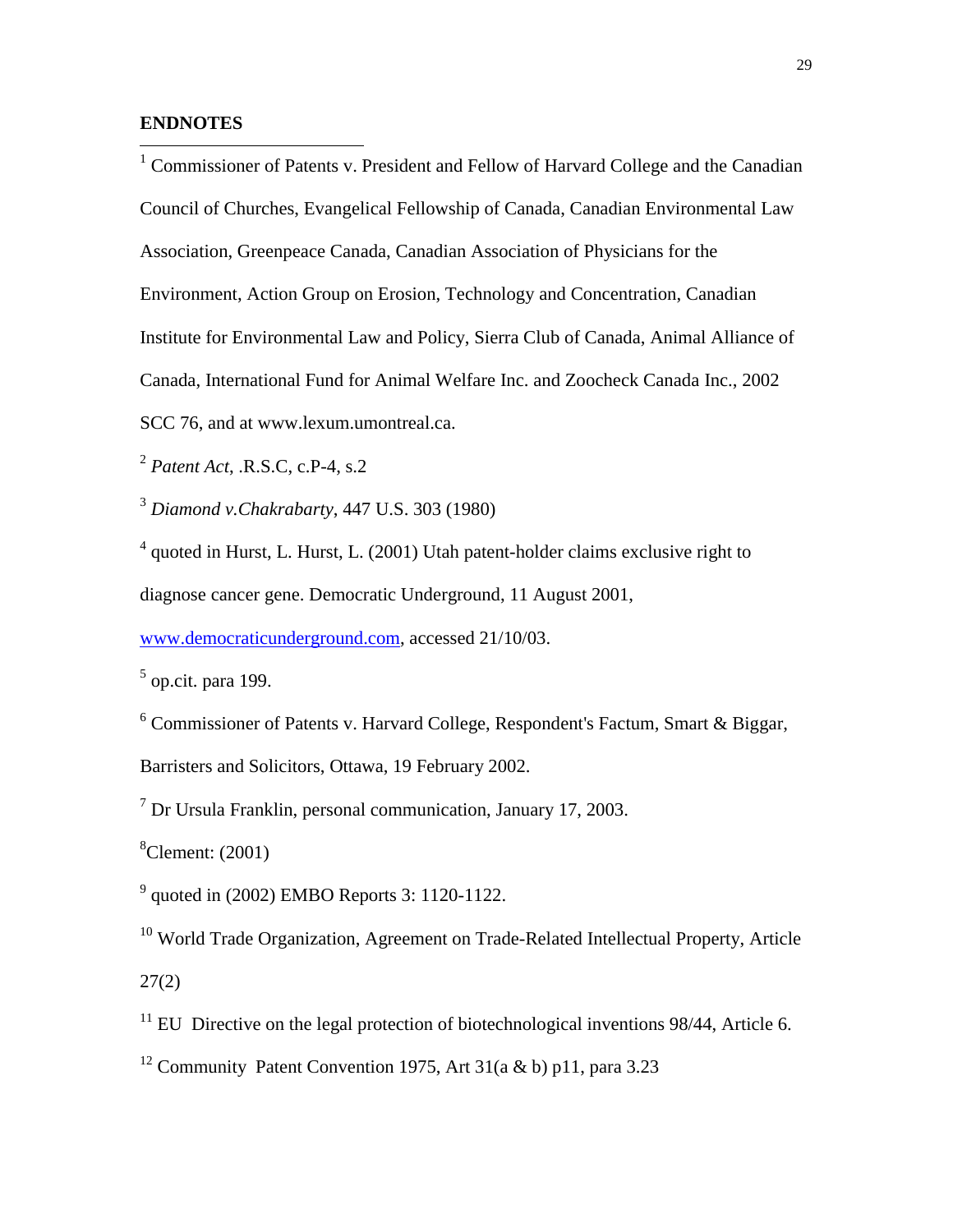**ENDNOTES**

[1] Commissioner of Patents v. President and Fellow of Harvard College and the Canadian Council of Churches, Evangelical Fellowship of Canada, Canadian Environmental Law Association, Greenpeace Canada, Canadian Association of Physicians for the Environment, Action Group on Erosion, Technology and Concentration, Canadian Institute for Environmental Law and Policy, Sierra Club of Canada, Animal Alliance of Canada, International Fund for Animal Welfare Inc. and Zoocheck Canada Inc., 2002 SCC 76, and at www.lexum.umontreal.ca.

[2] *Patent Act*, .R.S.C, c.P-4, s.2

[3] *Diamond v.Chakrabarty*, 447 U.S. 303 (1980)

[4] quoted in Hurst, L. Hurst, L. (2001) Utah patent-holder claims exclusive right to diagnose cancer gene. Democratic Underground, 11 August 2001, www.democraticunderground.com, accessed 21/10/03.

[5] op.cit. para 199.

[6] Commissioner of Patents v. Harvard College, Respondent's Factum, Smart & Biggar, Barristers and Solicitors, Ottawa, 19 February 2002.

[7] Dr Ursula Franklin, personal communication, January 17, 2003.

[8] Clement: (2001)

[9] quoted in (2002) EMBO Reports 3: 1120-1122.

[10] World Trade Organization, Agreement on Trade-Related Intellectual Property, Article 27(2)

[11] EU Directive on the legal protection of biotechnological inventions 98/44, Article 6.

[12] Community Patent Convention 1975, Art 31(a & b) p11, para 3.23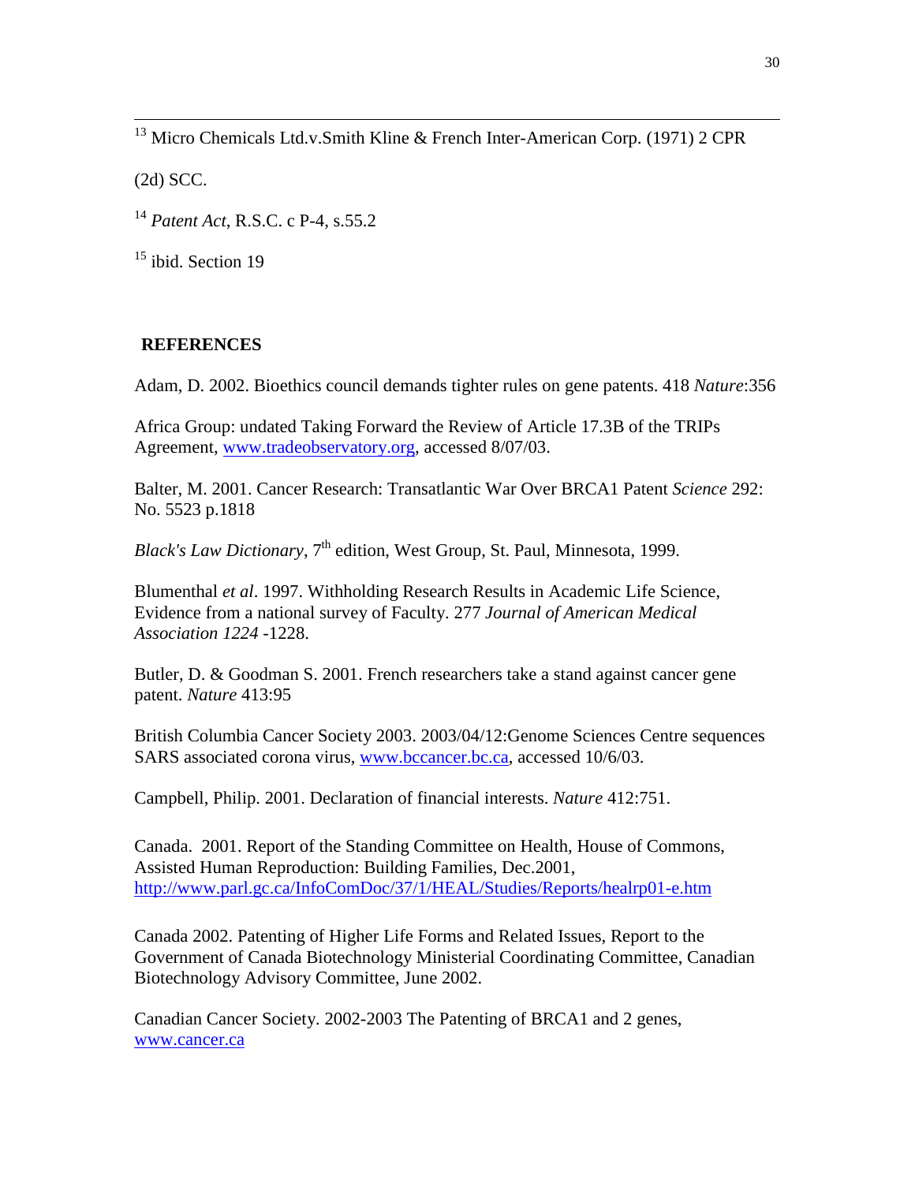[13] Micro Chemicals Ltd.v.Smith Kline & French Inter-American Corp. (1971) 2 CPR (2d) SCC.

[14] *Patent Act*, R.S.C. c P-4, s.55.2

[15] ibid. Section 19

## REFERENCES

Adam, D. 2002. Bioethics council demands tighter rules on gene patents. 418 *Nature*:356

Africa Group: undated Taking Forward the Review of Article 17.3B of the TRIPs Agreement, www.tradeobservatory.org, accessed 8/07/03.

Balter, M. 2001. Cancer Research: Transatlantic War Over BRCA1 Patent *Science* 292: No. 5523 p.1818

*Black's Law Dictionary*, 7th edition, West Group, St. Paul, Minnesota, 1999.

Blumenthal *et al*. 1997. Withholding Research Results in Academic Life Science, Evidence from a national survey of Faculty. 277 *Journal of American Medical Association 1224* -1228.

Butler, D. & Goodman S. 2001. French researchers take a stand against cancer gene patent. *Nature* 413:95

British Columbia Cancer Society 2003. 2003/04/12:Genome Sciences Centre sequences SARS associated corona virus, www.bccancer.bc.ca, accessed 10/6/03.

Campbell, Philip. 2001. Declaration of financial interests. *Nature* 412:751.

Canada. 2001. Report of the Standing Committee on Health, House of Commons, Assisted Human Reproduction: Building Families, Dec.2001, http://www.parl.gc.ca/InfoComDoc/37/1/HEAL/Studies/Reports/healrp01-e.htm

Canada 2002. Patenting of Higher Life Forms and Related Issues, Report to the Government of Canada Biotechnology Ministerial Coordinating Committee, Canadian Biotechnology Advisory Committee, June 2002.

Canadian Cancer Society. 2002-2003 The Patenting of BRCA1 and 2 genes, www.cancer.ca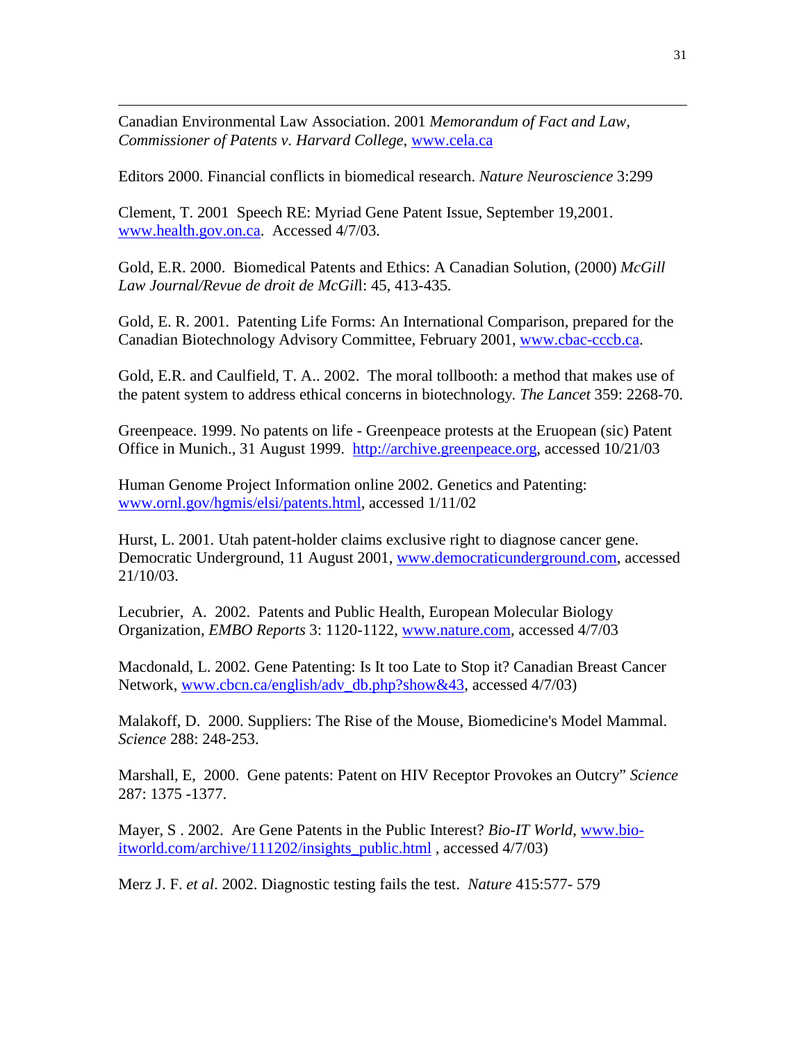Canadian Environmental Law Association. 2001 *Memorandum of Fact and Law, Commissioner of Patents v. Harvard College*, www.cela.ca

Editors 2000. Financial conflicts in biomedical research. *Nature Neuroscience* 3:299

Clement, T. 2001 Speech RE: Myriad Gene Patent Issue, September 19,2001. www.health.gov.on.ca. Accessed 4/7/03.

Gold, E.R. 2000. Biomedical Patents and Ethics: A Canadian Solution, (2000) *McGill Law Journal/Revue de droit de McGil*l: 45, 413-435.

Gold, E. R. 2001. Patenting Life Forms: An International Comparison, prepared for the Canadian Biotechnology Advisory Committee, February 2001, www.cbac-cccb.ca.

Gold, E.R. and Caulfield, T. A.. 2002. The moral tollbooth: a method that makes use of the patent system to address ethical concerns in biotechnology. *The Lancet* 359: 2268-70.

Greenpeace. 1999. No patents on life - Greenpeace protests at the Eruopean (sic) Patent Office in Munich., 31 August 1999. http://archive.greenpeace.org, accessed 10/21/03

Human Genome Project Information online 2002. Genetics and Patenting: www.ornl.gov/hgmis/elsi/patents.html, accessed 1/11/02

Hurst, L. 2001. Utah patent-holder claims exclusive right to diagnose cancer gene. Democratic Underground, 11 August 2001, www.democraticunderground.com, accessed 21/10/03.

Lecubrier, A. 2002. Patents and Public Health, European Molecular Biology Organization, *EMBO Reports* 3: 1120-1122, www.nature.com, accessed 4/7/03

Macdonald, L. 2002. Gene Patenting: Is It too Late to Stop it? Canadian Breast Cancer Network, www.cbcn.ca/english/adv_db.php?show&43, accessed 4/7/03)

Malakoff, D. 2000. Suppliers: The Rise of the Mouse, Biomedicine's Model Mammal. *Science* 288: 248-253.

Marshall, E, 2000. Gene patents: Patent on HIV Receptor Provokes an Outcry" *Science* 287: 1375 -1377.

Mayer, S . 2002. Are Gene Patents in the Public Interest? *Bio-IT World*, www.bio-itworld.com/archive/111202/insights_public.html , accessed 4/7/03)

Merz J. F. *et al*. 2002. Diagnostic testing fails the test. *Nature* 415:577- 579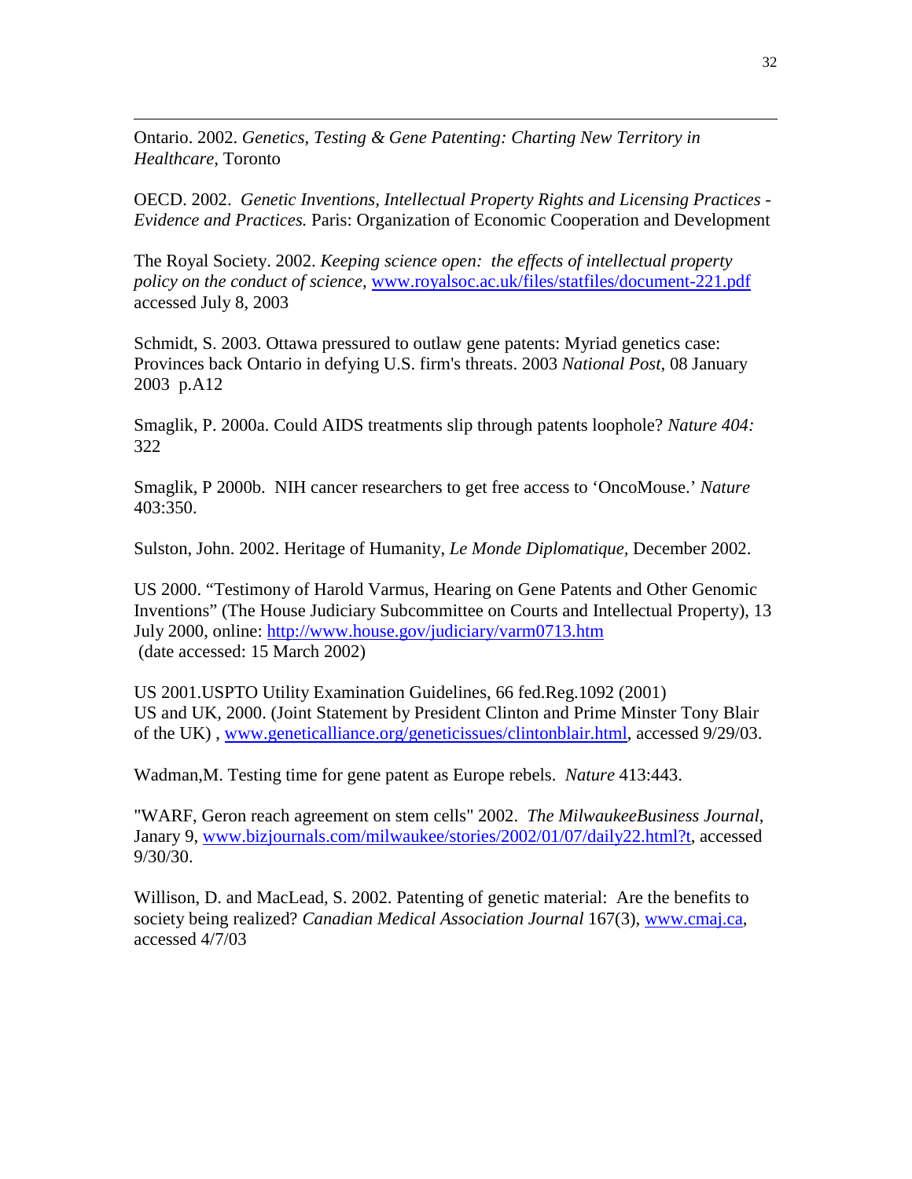Ontario. 2002. *Genetics, Testing & Gene Patenting: Charting New Territory in Healthcare,* Toronto

OECD. 2002. *Genetic Inventions, Intellectual Property Rights and Licensing Practices - Evidence and Practices.* Paris: Organization of Economic Cooperation and Development

The Royal Society. 2002. *Keeping science open: the effects of intellectual property policy on the conduct of science,* www.royalsoc.ac.uk/files/statfiles/document-221.pdf accessed July 8, 2003

Schmidt, S. 2003. Ottawa pressured to outlaw gene patents: Myriad genetics case: Provinces back Ontario in defying U.S. firm's threats. 2003 *National Post*, 08 January 2003 p.A12

Smaglik, P. 2000a. Could AIDS treatments slip through patents loophole? *Nature 404:* 322

Smaglik, P 2000b. NIH cancer researchers to get free access to 'OncoMouse.' *Nature* 403:350.

Sulston, John. 2002. Heritage of Humanity, *Le Monde Diplomatique,* December 2002.

US 2000. "Testimony of Harold Varmus, Hearing on Gene Patents and Other Genomic Inventions" (The House Judiciary Subcommittee on Courts and Intellectual Property), 13 July 2000, online: http://www.house.gov/judiciary/varm0713.htm (date accessed: 15 March 2002)

US 2001.USPTO Utility Examination Guidelines, 66 fed.Reg.1092 (2001)
US and UK, 2000. (Joint Statement by President Clinton and Prime Minster Tony Blair of the UK) , www.geneticalliance.org/geneticissues/clintonblair.html, accessed 9/29/03.

Wadman,M. Testing time for gene patent as Europe rebels. *Nature* 413:443.

"WARF, Geron reach agreement on stem cells" 2002. *The MilwaukeeBusiness Journal*, Janary 9, www.bizjournals.com/milwaukee/stories/2002/01/07/daily22.html?t, accessed 9/30/30.

Willison, D. and MacLead, S. 2002. Patenting of genetic material: Are the benefits to society being realized? *Canadian Medical Association Journal* 167(3), www.cmaj.ca, accessed 4/7/03